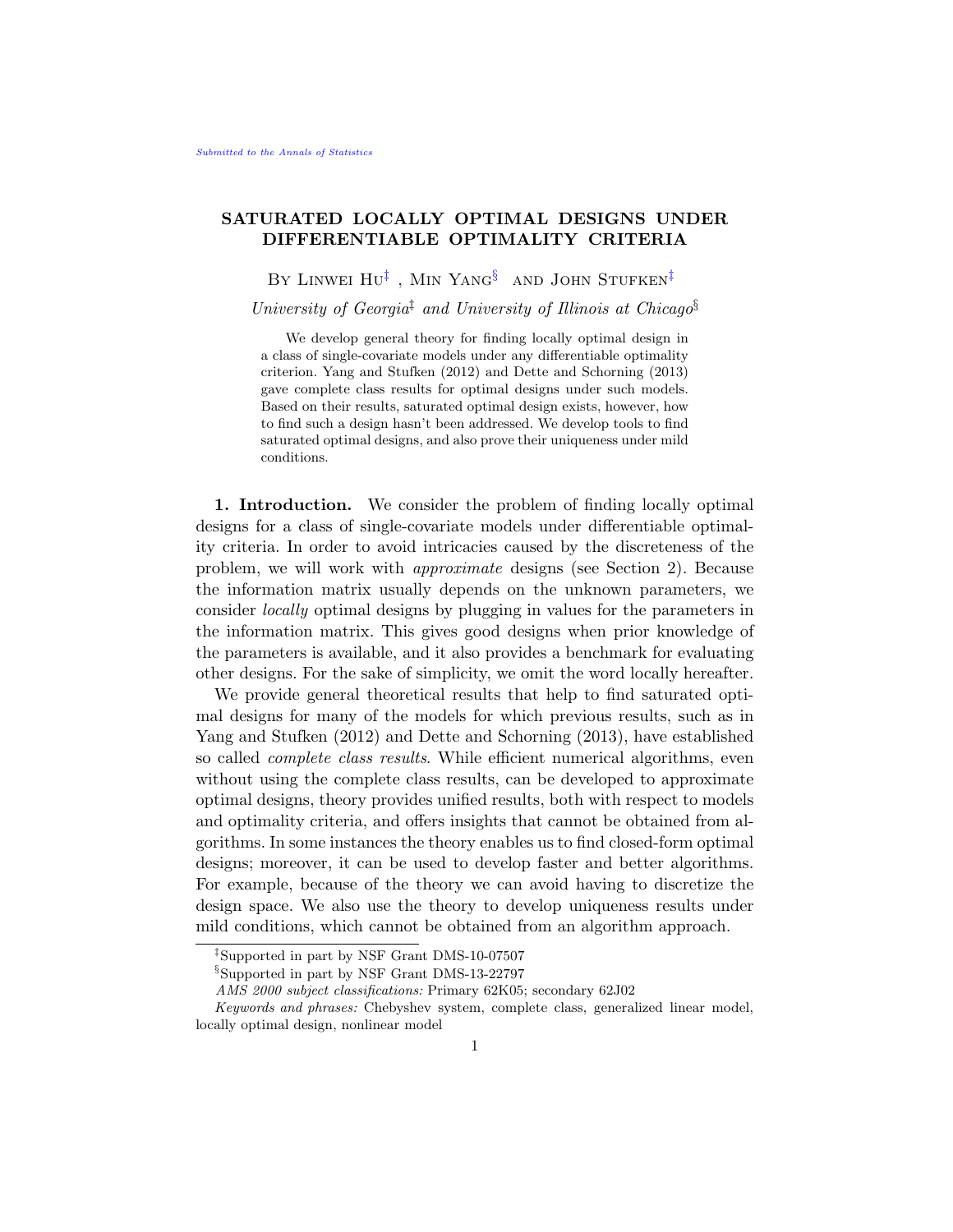# SATURATED LOCALLY OPTIMAL DESIGNS UNDER DIFFERENTIABLE OPTIMALITY CRITERIA

By Linwei Hu[‡], Min Yang[§] and John Stufken[‡]

*University of Georgia*[‡] *and University of Illinois at Chicago*[§]

We develop general theory for finding locally optimal design in a class of single-covariate models under any differentiable optimality criterion. Yang and Stufken (2012) and Dette and Schorning (2013) gave complete class results for optimal designs under such models. Based on their results, saturated optimal design exists, however, how to find such a design hasn't been addressed. We develop tools to find saturated optimal designs, and also prove their uniqueness under mild conditions.

**1. Introduction.** We consider the problem of finding locally optimal designs for a class of single-covariate models under differentiable optimality criteria. In order to avoid intricacies caused by the discreteness of the problem, we will work with *approximate* designs (see Section 2). Because the information matrix usually depends on the unknown parameters, we consider *locally* optimal designs by plugging in values for the parameters in the information matrix. This gives good designs when prior knowledge of the parameters is available, and it also provides a benchmark for evaluating other designs. For the sake of simplicity, we omit the word locally hereafter.

We provide general theoretical results that help to find saturated optimal designs for many of the models for which previous results, such as in Yang and Stufken (2012) and Dette and Schorning (2013), have established so called *complete class results*. While efficient numerical algorithms, even without using the complete class results, can be developed to approximate optimal designs, theory provides unified results, both with respect to models and optimality criteria, and offers insights that cannot be obtained from algorithms. In some instances the theory enables us to find closed-form optimal designs; moreover, it can be used to develop faster and better algorithms. For example, because of the theory we can avoid having to discretize the design space. We also use the theory to develop uniqueness results under mild conditions, which cannot be obtained from an algorithm approach.

[‡]Supported in part by NSF Grant DMS-10-07507

[§]Supported in part by NSF Grant DMS-13-22797

*AMS 2000 subject classifications:* Primary 62K05; secondary 62J02

*Keywords and phrases:* Chebyshev system, complete class, generalized linear model, locally optimal design, nonlinear model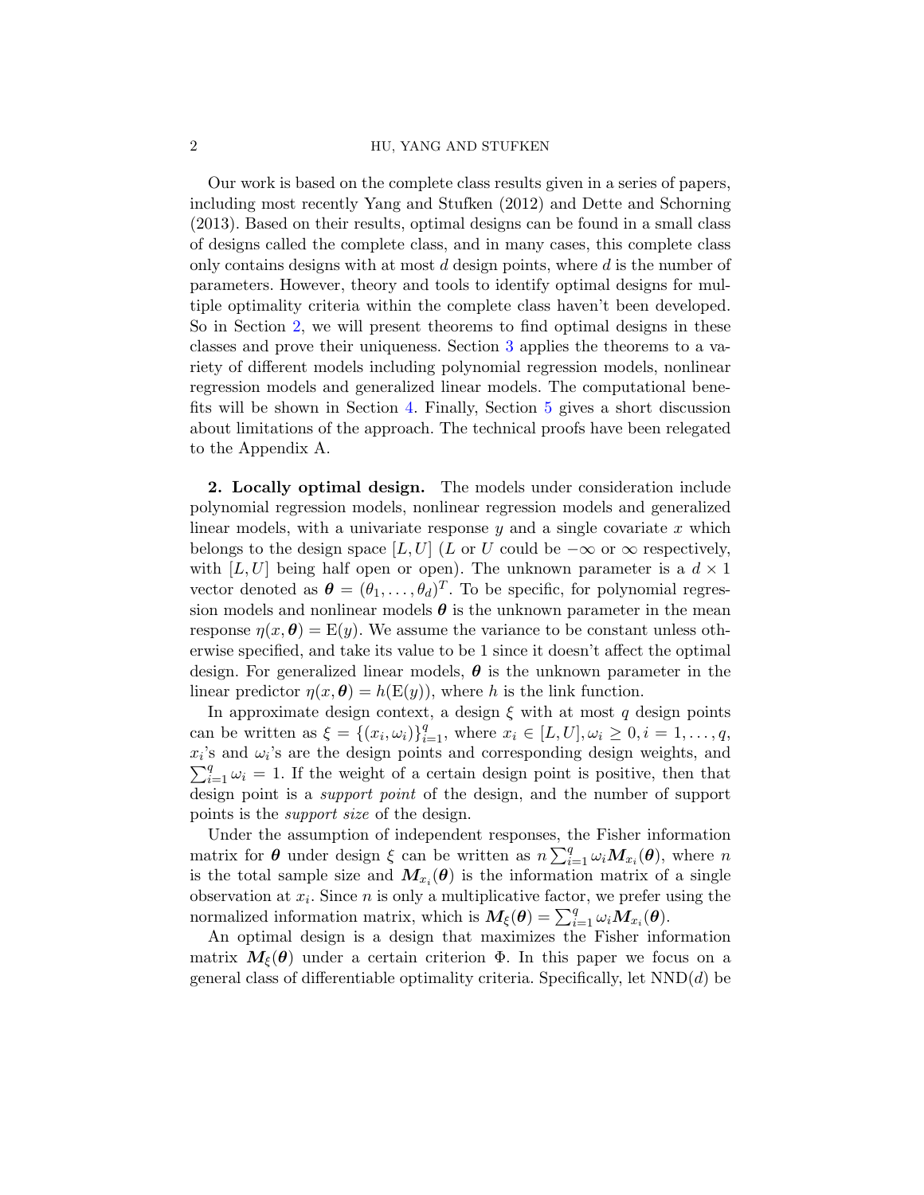Our work is based on the complete class results given in a series of papers, including most recently Yang and Stufken (2012) and Dette and Schorning (2013). Based on their results, optimal designs can be found in a small class of designs called the complete class, and in many cases, this complete class only contains designs with at most $d$ design points, where $d$ is the number of parameters. However, theory and tools to identify optimal designs for multiple optimality criteria within the complete class haven't been developed. So in Section 2, we will present theorems to find optimal designs in these classes and prove their uniqueness. Section 3 applies the theorems to a variety of different models including polynomial regression models, nonlinear regression models and generalized linear models. The computational benefits will be shown in Section 4. Finally, Section 5 gives a short discussion about limitations of the approach. The technical proofs have been relegated to the Appendix A.

**2. Locally optimal design.** The models under consideration include polynomial regression models, nonlinear regression models and generalized linear models, with a univariate response $y$ and a single covariate $x$ which belongs to the design space $[L, U]$ ($L$ or $U$ could be $-\infty$ or $\infty$ respectively, with $[L, U]$ being half open or open). The unknown parameter is a $d \times 1$ vector denoted as $\boldsymbol{\theta} = (\theta_1, \ldots, \theta_d)^T$. To be specific, for polynomial regression models and nonlinear models $\boldsymbol{\theta}$ is the unknown parameter in the mean response $\eta(x, \boldsymbol{\theta}) = \mathrm{E}(y)$. We assume the variance to be constant unless otherwise specified, and take its value to be 1 since it doesn't affect the optimal design. For generalized linear models, $\boldsymbol{\theta}$ is the unknown parameter in the linear predictor $\eta(x, \boldsymbol{\theta}) = h(\mathrm{E}(y))$, where $h$ is the link function.

In approximate design context, a design $\xi$ with at most $q$ design points can be written as $\xi = \{(x_i, \omega_i)\}_{i=1}^q$, where $x_i \in [L, U], \omega_i \geq 0, i = 1, \ldots, q$, $x_i$'s and $\omega_i$'s are the design points and corresponding design weights, and $\sum_{i=1}^q \omega_i = 1$. If the weight of a certain design point is positive, then that design point is a *support point* of the design, and the number of support points is the *support size* of the design.

Under the assumption of independent responses, the Fisher information matrix for $\boldsymbol{\theta}$ under design $\xi$ can be written as $n \sum_{i=1}^q \omega_i \boldsymbol{M}_{x_i}(\boldsymbol{\theta})$, where $n$ is the total sample size and $\boldsymbol{M}_{x_i}(\boldsymbol{\theta})$ is the information matrix of a single observation at $x_i$. Since $n$ is only a multiplicative factor, we prefer using the normalized information matrix, which is $\boldsymbol{M}_\xi(\boldsymbol{\theta}) = \sum_{i=1}^q \omega_i \boldsymbol{M}_{x_i}(\boldsymbol{\theta})$.

An optimal design is a design that maximizes the Fisher information matrix $\boldsymbol{M}_\xi(\boldsymbol{\theta})$ under a certain criterion $\Phi$. In this paper we focus on a general class of differentiable optimality criteria. Specifically, let $\mathrm{NND}(d)$ be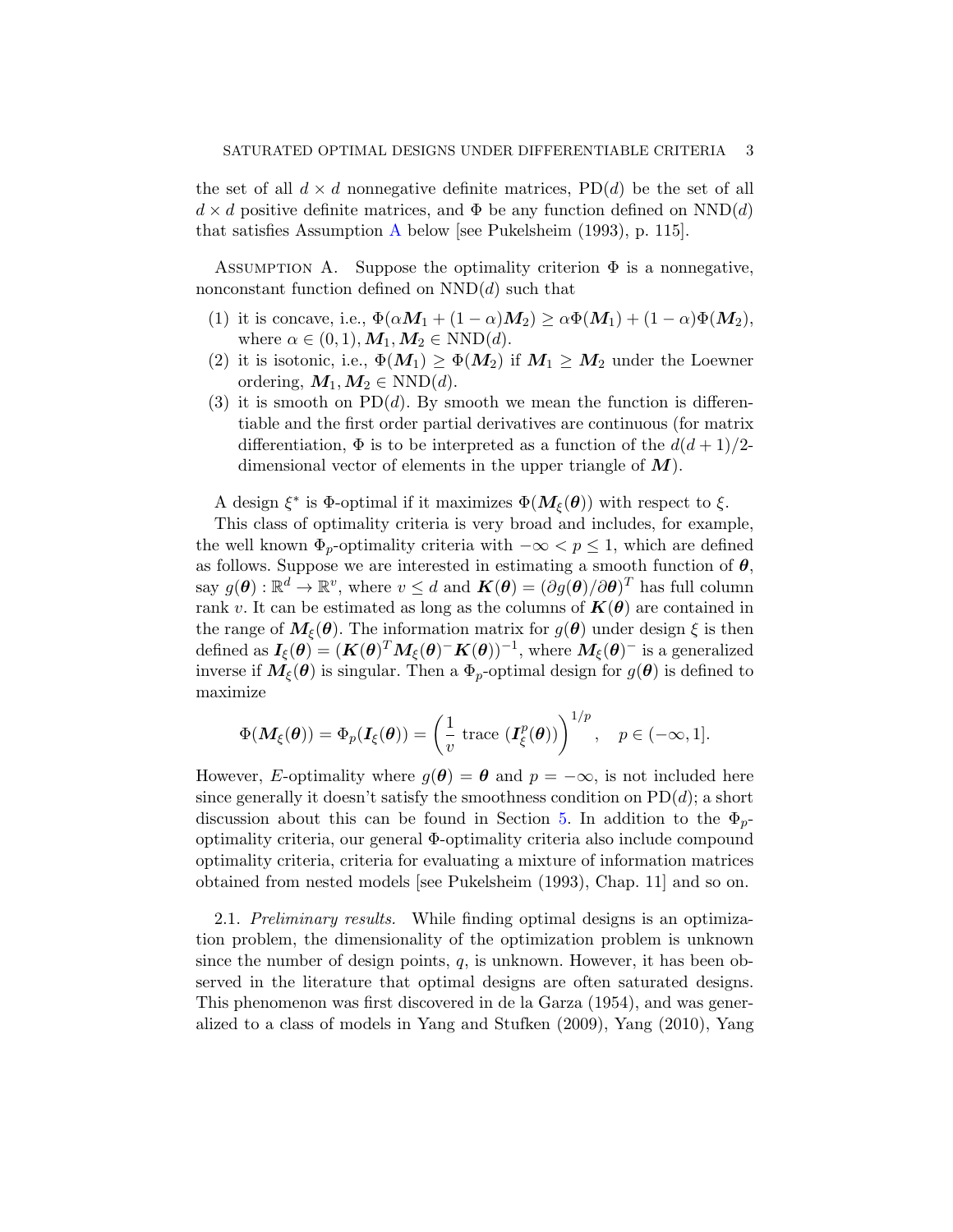the set of all $d \times d$ nonnegative definite matrices, $\text{PD}(d)$ be the set of all $d \times d$ positive definite matrices, and $\Phi$ be any function defined on $\text{NND}(d)$ that satisfies Assumption A below [see Pukelsheim (1993), p. 115].

ASSUMPTION A. Suppose the optimality criterion $\Phi$ is a nonnegative, nonconstant function defined on $\text{NND}(d)$ such that

1. it is concave, i.e., $\Phi(\alpha \boldsymbol{M}_1 + (1-\alpha)\boldsymbol{M}_2) \geq \alpha\Phi(\boldsymbol{M}_1) + (1-\alpha)\Phi(\boldsymbol{M}_2)$, where $\alpha \in (0,1), \boldsymbol{M}_1, \boldsymbol{M}_2 \in \text{NND}(d)$.
2. it is isotonic, i.e., $\Phi(\boldsymbol{M}_1) \geq \Phi(\boldsymbol{M}_2)$ if $\boldsymbol{M}_1 \geq \boldsymbol{M}_2$ under the Loewner ordering, $\boldsymbol{M}_1, \boldsymbol{M}_2 \in \text{NND}(d)$.
3. it is smooth on $\text{PD}(d)$. By smooth we mean the function is differentiable and the first order partial derivatives are continuous (for matrix differentiation, $\Phi$ is to be interpreted as a function of the $d(d+1)/2$-dimensional vector of elements in the upper triangle of $\boldsymbol{M}$).

A design $\xi^*$ is $\Phi$-optimal if it maximizes $\Phi(\boldsymbol{M}_\xi(\boldsymbol{\theta}))$ with respect to $\xi$.

This class of optimality criteria is very broad and includes, for example, the well known $\Phi_p$-optimality criteria with $-\infty < p \leq 1$, which are defined as follows. Suppose we are interested in estimating a smooth function of $\boldsymbol{\theta}$, say $g(\boldsymbol{\theta}) : \mathbb{R}^d \to \mathbb{R}^v$, where $v \leq d$ and $\boldsymbol{K}(\boldsymbol{\theta}) = (\partial g(\boldsymbol{\theta})/\partial\boldsymbol{\theta})^T$ has full column rank $v$. It can be estimated as long as the columns of $\boldsymbol{K}(\boldsymbol{\theta})$ are contained in the range of $\boldsymbol{M}_\xi(\boldsymbol{\theta})$. The information matrix for $g(\boldsymbol{\theta})$ under design $\xi$ is then defined as $\boldsymbol{I}_\xi(\boldsymbol{\theta}) = (\boldsymbol{K}(\boldsymbol{\theta})^T \boldsymbol{M}_\xi(\boldsymbol{\theta})^- \boldsymbol{K}(\boldsymbol{\theta}))^{-1}$, where $\boldsymbol{M}_\xi(\boldsymbol{\theta})^-$ is a generalized inverse if $\boldsymbol{M}_\xi(\boldsymbol{\theta})$ is singular. Then a $\Phi_p$-optimal design for $g(\boldsymbol{\theta})$ is defined to maximize

$$\Phi(\boldsymbol{M}_\xi(\boldsymbol{\theta})) = \Phi_p(\boldsymbol{I}_\xi(\boldsymbol{\theta})) = \left(\frac{1}{v}\ \text{trace}\ (\boldsymbol{I}_\xi^p(\boldsymbol{\theta}))\right)^{1/p}, \quad p \in (-\infty, 1].$$

However, $E$-optimality where $g(\boldsymbol{\theta}) = \boldsymbol{\theta}$ and $p = -\infty$, is not included here since generally it doesn't satisfy the smoothness condition on $\text{PD}(d)$; a short discussion about this can be found in Section 5. In addition to the $\Phi_p$-optimality criteria, our general $\Phi$-optimality criteria also include compound optimality criteria, criteria for evaluating a mixture of information matrices obtained from nested models [see Pukelsheim (1993), Chap. 11] and so on.

2.1. *Preliminary results.* While finding optimal designs is an optimization problem, the dimensionality of the optimization problem is unknown since the number of design points, $q$, is unknown. However, it has been observed in the literature that optimal designs are often saturated designs. This phenomenon was first discovered in de la Garza (1954), and was generalized to a class of models in Yang and Stufken (2009), Yang (2010), Yang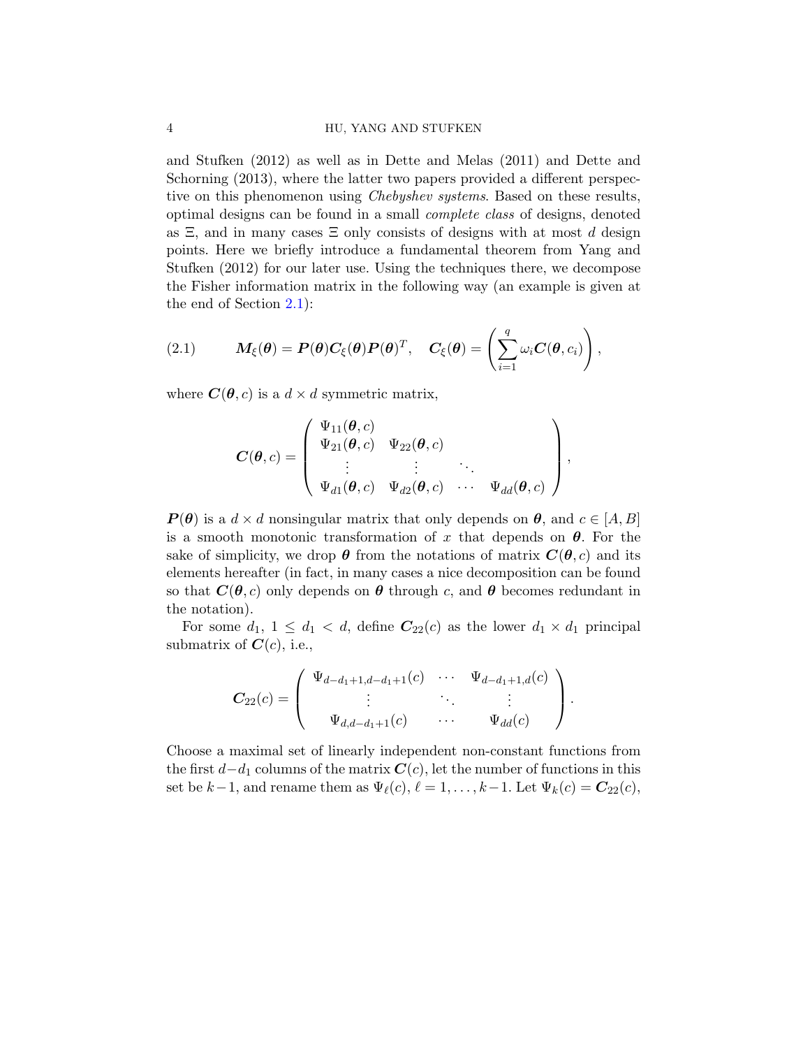and Stufken (2012) as well as in Dette and Melas (2011) and Dette and Schorning (2013), where the latter two papers provided a different perspective on this phenomenon using *Chebyshev systems*. Based on these results, optimal designs can be found in a small *complete class* of designs, denoted as $\Xi$, and in many cases $\Xi$ only consists of designs with at most $d$ design points. Here we briefly introduce a fundamental theorem from Yang and Stufken (2012) for our later use. Using the techniques there, we decompose the Fisher information matrix in the following way (an example is given at the end of Section 2.1):

$$\boldsymbol{M}_\xi(\boldsymbol{\theta}) = \boldsymbol{P}(\boldsymbol{\theta})\boldsymbol{C}_\xi(\boldsymbol{\theta})\boldsymbol{P}(\boldsymbol{\theta})^T, \quad \boldsymbol{C}_\xi(\boldsymbol{\theta}) = \left(\sum_{i=1}^{q} \omega_i \boldsymbol{C}(\boldsymbol{\theta}, c_i)\right), \tag{2.1}$$

where $\boldsymbol{C}(\boldsymbol{\theta}, c)$ is a $d \times d$ symmetric matrix,

$$\boldsymbol{C}(\boldsymbol{\theta}, c) = \begin{pmatrix} \Psi_{11}(\boldsymbol{\theta}, c) & & & \\ \Psi_{21}(\boldsymbol{\theta}, c) & \Psi_{22}(\boldsymbol{\theta}, c) & & \\ \vdots & \vdots & \ddots & \\ \Psi_{d1}(\boldsymbol{\theta}, c) & \Psi_{d2}(\boldsymbol{\theta}, c) & \cdots & \Psi_{dd}(\boldsymbol{\theta}, c) \end{pmatrix},$$

$\boldsymbol{P}(\boldsymbol{\theta})$ is a $d \times d$ nonsingular matrix that only depends on $\boldsymbol{\theta}$, and $c \in [A, B]$ is a smooth monotonic transformation of $x$ that depends on $\boldsymbol{\theta}$. For the sake of simplicity, we drop $\boldsymbol{\theta}$ from the notations of matrix $\boldsymbol{C}(\boldsymbol{\theta}, c)$ and its elements hereafter (in fact, in many cases a nice decomposition can be found so that $\boldsymbol{C}(\boldsymbol{\theta}, c)$ only depends on $\boldsymbol{\theta}$ through $c$, and $\boldsymbol{\theta}$ becomes redundant in the notation).

For some $d_1$, $1 \le d_1 < d$, define $\boldsymbol{C}_{22}(c)$ as the lower $d_1 \times d_1$ principal submatrix of $\boldsymbol{C}(c)$, i.e.,

$$\boldsymbol{C}_{22}(c) = \begin{pmatrix} \Psi_{d-d_1+1,d-d_1+1}(c) & \cdots & \Psi_{d-d_1+1,d}(c) \\ \vdots & \ddots & \vdots \\ \Psi_{d,d-d_1+1}(c) & \cdots & \Psi_{dd}(c) \end{pmatrix}.$$

Choose a maximal set of linearly independent non-constant functions from the first $d-d_1$ columns of the matrix $\boldsymbol{C}(c)$, let the number of functions in this set be $k-1$, and rename them as $\Psi_\ell(c)$, $\ell = 1, \ldots, k-1$. Let $\Psi_k(c) = \boldsymbol{C}_{22}(c)$,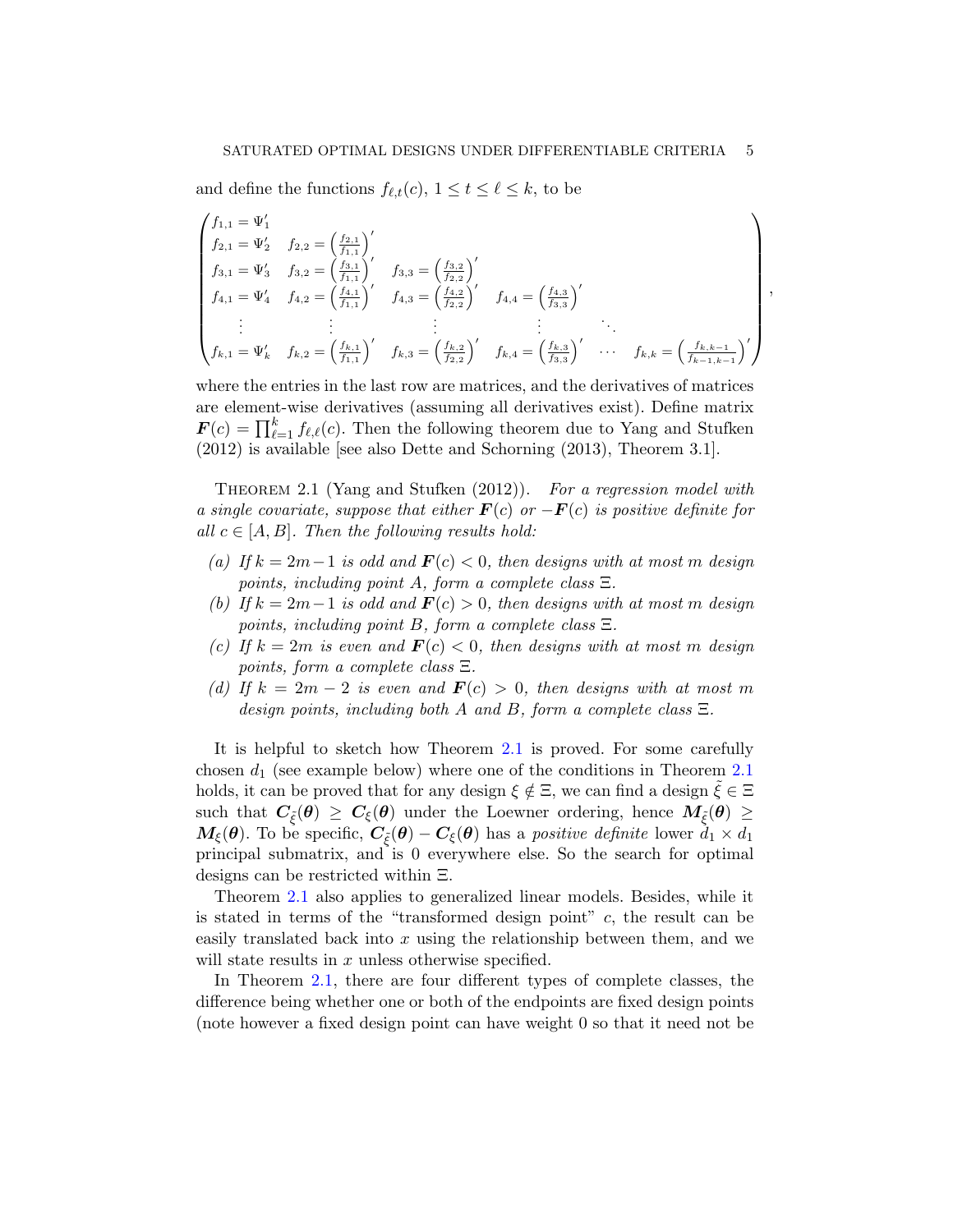and define the functions $f_{\ell,t}(c)$, $1 \le t \le \ell \le k$, to be

$$
\begin{pmatrix}
f_{1,1} = \Psi_1' & & & & & \\
f_{2,1} = \Psi_2' & f_{2,2} = \left(\frac{f_{2,1}}{f_{1,1}}\right)' & & & & \\
f_{3,1} = \Psi_3' & f_{3,2} = \left(\frac{f_{3,1}}{f_{1,1}}\right)' & f_{3,3} = \left(\frac{f_{3,2}}{f_{2,2}}\right)' & & & \\
f_{4,1} = \Psi_4' & f_{4,2} = \left(\frac{f_{4,1}}{f_{1,1}}\right)' & f_{4,3} = \left(\frac{f_{4,2}}{f_{2,2}}\right)' & f_{4,4} = \left(\frac{f_{4,3}}{f_{3,3}}\right)' & & \\
\vdots & \vdots & \vdots & \vdots & \ddots & \\
f_{k,1} = \Psi_k' & f_{k,2} = \left(\frac{f_{k,1}}{f_{1,1}}\right)' & f_{k,3} = \left(\frac{f_{k,2}}{f_{2,2}}\right)' & f_{k,4} = \left(\frac{f_{k,3}}{f_{3,3}}\right)' & \cdots & f_{k,k} = \left(\frac{f_{k,k-1}}{f_{k-1,k-1}}\right)'
\end{pmatrix},
$$

where the entries in the last row are matrices, and the derivatives of matrices are element-wise derivatives (assuming all derivatives exist). Define matrix $\boldsymbol{F}(c) = \prod_{\ell=1}^{k} f_{\ell,\ell}(c)$. Then the following theorem due to Yang and Stufken (2012) is available [see also Dette and Schorning (2013), Theorem 3.1].

Theorem 2.1 (Yang and Stufken (2012)). *For a regression model with a single covariate, suppose that either $\boldsymbol{F}(c)$ or $-\boldsymbol{F}(c)$ is positive definite for all $c \in [A, B]$. Then the following results hold:*

- (a) *If $k = 2m-1$ is odd and $\boldsymbol{F}(c) < 0$, then designs with at most $m$ design points, including point $A$, form a complete class $\Xi$.*
- (b) *If $k = 2m-1$ is odd and $\boldsymbol{F}(c) > 0$, then designs with at most $m$ design points, including point $B$, form a complete class $\Xi$.*
- (c) *If $k = 2m$ is even and $\boldsymbol{F}(c) < 0$, then designs with at most $m$ design points, form a complete class $\Xi$.*
- (d) *If $k = 2m-2$ is even and $\boldsymbol{F}(c) > 0$, then designs with at most $m$ design points, including both $A$ and $B$, form a complete class $\Xi$.*

It is helpful to sketch how Theorem 2.1 is proved. For some carefully chosen $d_1$ (see example below) where one of the conditions in Theorem 2.1 holds, it can be proved that for any design $\xi \notin \Xi$, we can find a design $\tilde{\xi} \in \Xi$ such that $\boldsymbol{C}_{\tilde{\xi}}(\boldsymbol{\theta}) \ge \boldsymbol{C}_{\xi}(\boldsymbol{\theta})$ under the Loewner ordering, hence $\boldsymbol{M}_{\tilde{\xi}}(\boldsymbol{\theta}) \ge \boldsymbol{M}_{\xi}(\boldsymbol{\theta})$. To be specific, $\boldsymbol{C}_{\tilde{\xi}}(\boldsymbol{\theta}) - \boldsymbol{C}_{\xi}(\boldsymbol{\theta})$ has a *positive definite* lower $d_1 \times d_1$ principal submatrix, and is 0 everywhere else. So the search for optimal designs can be restricted within $\Xi$.

Theorem 2.1 also applies to generalized linear models. Besides, while it is stated in terms of the "transformed design point" $c$, the result can be easily translated back into $x$ using the relationship between them, and we will state results in $x$ unless otherwise specified.

In Theorem 2.1, there are four different types of complete classes, the difference being whether one or both of the endpoints are fixed design points (note however a fixed design point can have weight 0 so that it need not be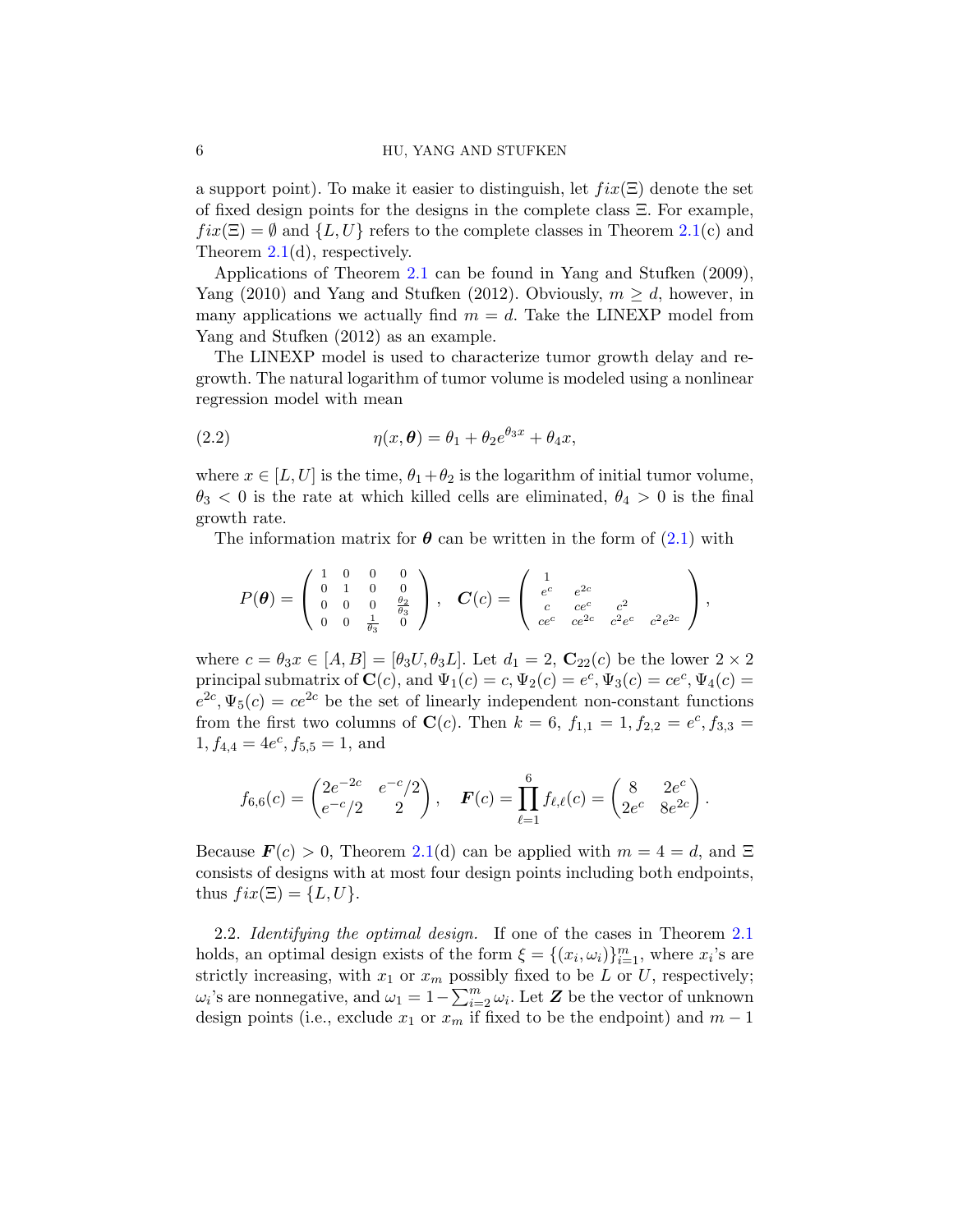a support point). To make it easier to distinguish, let $fix(\Xi)$ denote the set of fixed design points for the designs in the complete class $\Xi$. For example, $fix(\Xi) = \emptyset$ and $\{L, U\}$ refers to the complete classes in Theorem 2.1(c) and Theorem 2.1(d), respectively.

Applications of Theorem 2.1 can be found in Yang and Stufken (2009), Yang (2010) and Yang and Stufken (2012). Obviously, $m \geq d$, however, in many applications we actually find $m = d$. Take the LINEXP model from Yang and Stufken (2012) as an example.

The LINEXP model is used to characterize tumor growth delay and regrowth. The natural logarithm of tumor volume is modeled using a nonlinear regression model with mean

$$\eta(x, \boldsymbol{\theta}) = \theta_1 + \theta_2 e^{\theta_3 x} + \theta_4 x, \tag{2.2}$$

where $x \in [L, U]$ is the time, $\theta_1 + \theta_2$ is the logarithm of initial tumor volume, $\theta_3 < 0$ is the rate at which killed cells are eliminated, $\theta_4 > 0$ is the final growth rate.

The information matrix for $\boldsymbol{\theta}$ can be written in the form of (2.1) with

$$P(\boldsymbol{\theta}) = \begin{pmatrix} 1 & 0 & 0 & 0 \\ 0 & 1 & 0 & 0 \\ 0 & 0 & 0 & \frac{\theta_2}{\theta_3} \\ 0 & 0 & \frac{1}{\theta_3} & 0 \end{pmatrix}, \quad \boldsymbol{C}(c) = \begin{pmatrix} 1 & & & \\ e^c & e^{2c} & & \\ c & ce^c & c^2 & \\ ce^c & ce^{2c} & c^2e^c & c^2e^{2c} \end{pmatrix},$$

where $c = \theta_3 x \in [A, B] = [\theta_3 U, \theta_3 L]$. Let $d_1 = 2$, $\mathbf{C}_{22}(c)$ be the lower $2 \times 2$ principal submatrix of $\mathbf{C}(c)$, and $\Psi_1(c) = c, \Psi_2(c) = e^c, \Psi_3(c) = ce^c, \Psi_4(c) = e^{2c}, \Psi_5(c) = ce^{2c}$ be the set of linearly independent non-constant functions from the first two columns of $\mathbf{C}(c)$. Then $k = 6$, $f_{1,1} = 1, f_{2,2} = e^c, f_{3,3} = 1, f_{4,4} = 4e^c, f_{5,5} = 1$, and

$$f_{6,6}(c) = \begin{pmatrix} 2e^{-2c} & e^{-c}/2 \\ e^{-c}/2 & 2 \end{pmatrix}, \quad \boldsymbol{F}(c) = \prod_{\ell=1}^{6} f_{\ell,\ell}(c) = \begin{pmatrix} 8 & 2e^c \\ 2e^c & 8e^{2c} \end{pmatrix}.$$

Because $\boldsymbol{F}(c) > 0$, Theorem 2.1(d) can be applied with $m = 4 = d$, and $\Xi$ consists of designs with at most four design points including both endpoints, thus $fix(\Xi) = \{L, U\}$.

2.2. *Identifying the optimal design.* If one of the cases in Theorem 2.1 holds, an optimal design exists of the form $\xi = \{(x_i, \omega_i)\}_{i=1}^m$, where $x_i$'s are strictly increasing, with $x_1$ or $x_m$ possibly fixed to be $L$ or $U$, respectively; $\omega_i$'s are nonnegative, and $\omega_1 = 1 - \sum_{i=2}^m \omega_i$. Let $\boldsymbol{Z}$ be the vector of unknown design points (i.e., exclude $x_1$ or $x_m$ if fixed to be the endpoint) and $m - 1$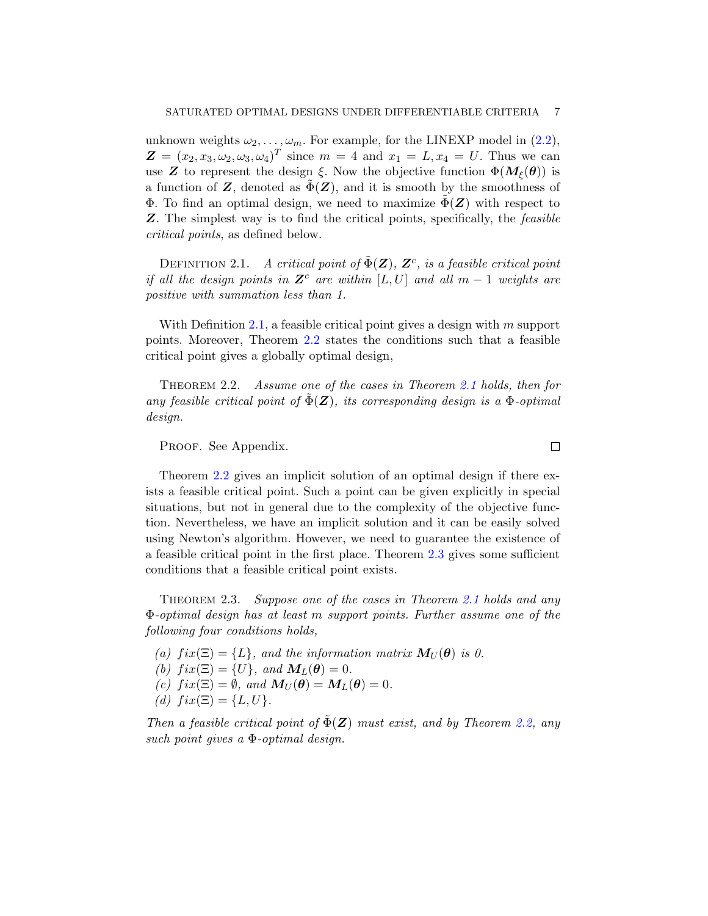unknown weights $\omega_2, \ldots, \omega_m$. For example, for the LINEXP model in (2.2), $\boldsymbol{Z} = (x_2, x_3, \omega_2, \omega_3, \omega_4)^T$ since $m = 4$ and $x_1 = L, x_4 = U$. Thus we can use $\boldsymbol{Z}$ to represent the design $\xi$. Now the objective function $\Phi(\boldsymbol{M}_\xi(\boldsymbol{\theta}))$ is a function of $\boldsymbol{Z}$, denoted as $\tilde{\Phi}(\boldsymbol{Z})$, and it is smooth by the smoothness of $\Phi$. To find an optimal design, we need to maximize $\tilde{\Phi}(\boldsymbol{Z})$ with respect to $\boldsymbol{Z}$. The simplest way is to find the critical points, specifically, the *feasible critical points*, as defined below.

Definition 2.1. *A critical point of $\tilde{\Phi}(\boldsymbol{Z})$, $\boldsymbol{Z}^c$, is a feasible critical point if all the design points in $\boldsymbol{Z}^c$ are within $[L, U]$ and all $m-1$ weights are positive with summation less than 1.*

With Definition 2.1, a feasible critical point gives a design with $m$ support points. Moreover, Theorem 2.2 states the conditions such that a feasible critical point gives a globally optimal design,

Theorem 2.2. *Assume one of the cases in Theorem 2.1 holds, then for any feasible critical point of $\tilde{\Phi}(\boldsymbol{Z})$, its corresponding design is a $\Phi$-optimal design.*

Proof. See Appendix. □

Theorem 2.2 gives an implicit solution of an optimal design if there exists a feasible critical point. Such a point can be given explicitly in special situations, but not in general due to the complexity of the objective function. Nevertheless, we have an implicit solution and it can be easily solved using Newton's algorithm. However, we need to guarantee the existence of a feasible critical point in the first place. Theorem 2.3 gives some sufficient conditions that a feasible critical point exists.

Theorem 2.3. *Suppose one of the cases in Theorem 2.1 holds and any $\Phi$-optimal design has at least $m$ support points. Further assume one of the following four conditions holds,*

*(a) $fix(\Xi) = \{L\}$, and the information matrix $\boldsymbol{M}_U(\boldsymbol{\theta})$ is 0.*
*(b) $fix(\Xi) = \{U\}$, and $\boldsymbol{M}_L(\boldsymbol{\theta}) = 0$.*
*(c) $fix(\Xi) = \emptyset$, and $\boldsymbol{M}_U(\boldsymbol{\theta}) = \boldsymbol{M}_L(\boldsymbol{\theta}) = 0$.*
*(d) $fix(\Xi) = \{L, U\}$.*

*Then a feasible critical point of $\tilde{\Phi}(\boldsymbol{Z})$ must exist, and by Theorem 2.2, any such point gives a $\Phi$-optimal design.*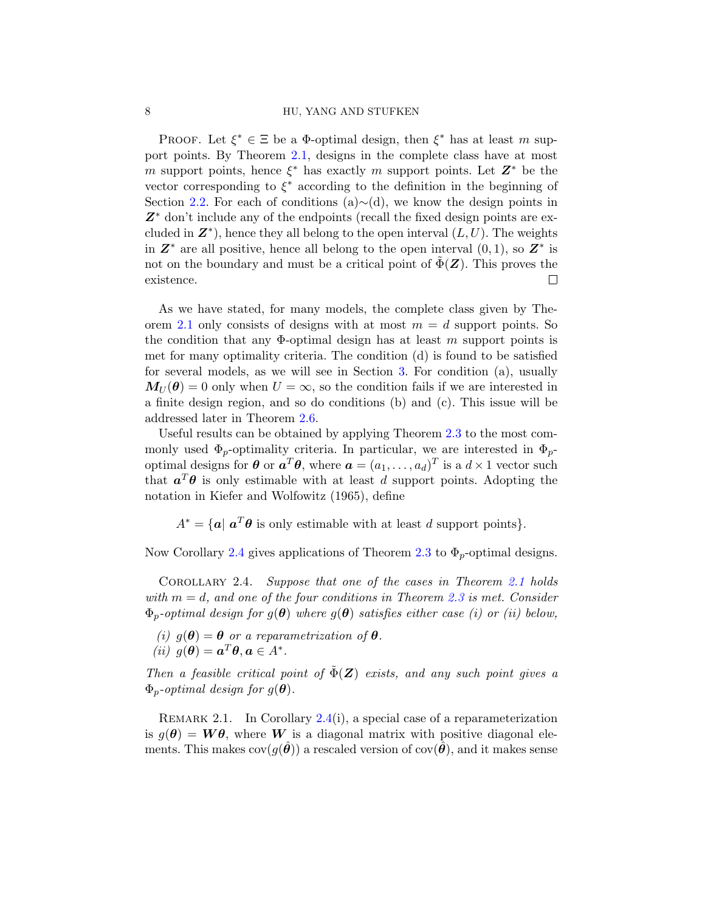PROOF. Let $\xi^* \in \Xi$ be a $\Phi$-optimal design, then $\xi^*$ has at least $m$ support points. By Theorem 2.1, designs in the complete class have at most $m$ support points, hence $\xi^*$ has exactly $m$ support points. Let $\boldsymbol{Z}^*$ be the vector corresponding to $\xi^*$ according to the definition in the beginning of Section 2.2. For each of conditions (a)$\sim$(d), we know the design points in $\boldsymbol{Z}^*$ don't include any of the endpoints (recall the fixed design points are excluded in $\boldsymbol{Z}^*$), hence they all belong to the open interval $(L, U)$. The weights in $\boldsymbol{Z}^*$ are all positive, hence all belong to the open interval $(0, 1)$, so $\boldsymbol{Z}^*$ is not on the boundary and must be a critical point of $\tilde{\Phi}(\boldsymbol{Z})$. This proves the existence. $\square$

As we have stated, for many models, the complete class given by Theorem 2.1 only consists of designs with at most $m = d$ support points. So the condition that any $\Phi$-optimal design has at least $m$ support points is met for many optimality criteria. The condition (d) is found to be satisfied for several models, as we will see in Section 3. For condition (a), usually $\boldsymbol{M}_U(\boldsymbol{\theta}) = 0$ only when $U = \infty$, so the condition fails if we are interested in a finite design region, and so do conditions (b) and (c). This issue will be addressed later in Theorem 2.6.

Useful results can be obtained by applying Theorem 2.3 to the most commonly used $\Phi_p$-optimality criteria. In particular, we are interested in $\Phi_p$-optimal designs for $\boldsymbol{\theta}$ or $\boldsymbol{a}^T\boldsymbol{\theta}$, where $\boldsymbol{a} = (a_1, \ldots, a_d)^T$ is a $d \times 1$ vector such that $\boldsymbol{a}^T\boldsymbol{\theta}$ is only estimable with at least $d$ support points. Adopting the notation in Kiefer and Wolfowitz (1965), define

$$A^* = \{\boldsymbol{a} |\ \boldsymbol{a}^T\boldsymbol{\theta} \text{ is only estimable with at least } d \text{ support points}\}.$$

Now Corollary 2.4 gives applications of Theorem 2.3 to $\Phi_p$-optimal designs.

COROLLARY 2.4. *Suppose that one of the cases in Theorem 2.1 holds with $m = d$, and one of the four conditions in Theorem 2.3 is met. Consider $\Phi_p$-optimal design for $g(\boldsymbol{\theta})$ where $g(\boldsymbol{\theta})$ satisfies either case (i) or (ii) below,*

*(i) $g(\boldsymbol{\theta}) = \boldsymbol{\theta}$ or a reparametrization of $\boldsymbol{\theta}$.*
*(ii) $g(\boldsymbol{\theta}) = \boldsymbol{a}^T\boldsymbol{\theta}, \boldsymbol{a} \in A^*$.*

*Then a feasible critical point of $\tilde{\Phi}(\boldsymbol{Z})$ exists, and any such point gives a $\Phi_p$-optimal design for $g(\boldsymbol{\theta})$.*

REMARK 2.1. In Corollary 2.4(i), a special case of a reparameterization is $g(\boldsymbol{\theta}) = \boldsymbol{W}\boldsymbol{\theta}$, where $\boldsymbol{W}$ is a diagonal matrix with positive diagonal elements. This makes $\mathrm{cov}(g(\hat{\boldsymbol{\theta}}))$ a rescaled version of $\mathrm{cov}(\hat{\boldsymbol{\theta}})$, and it makes sense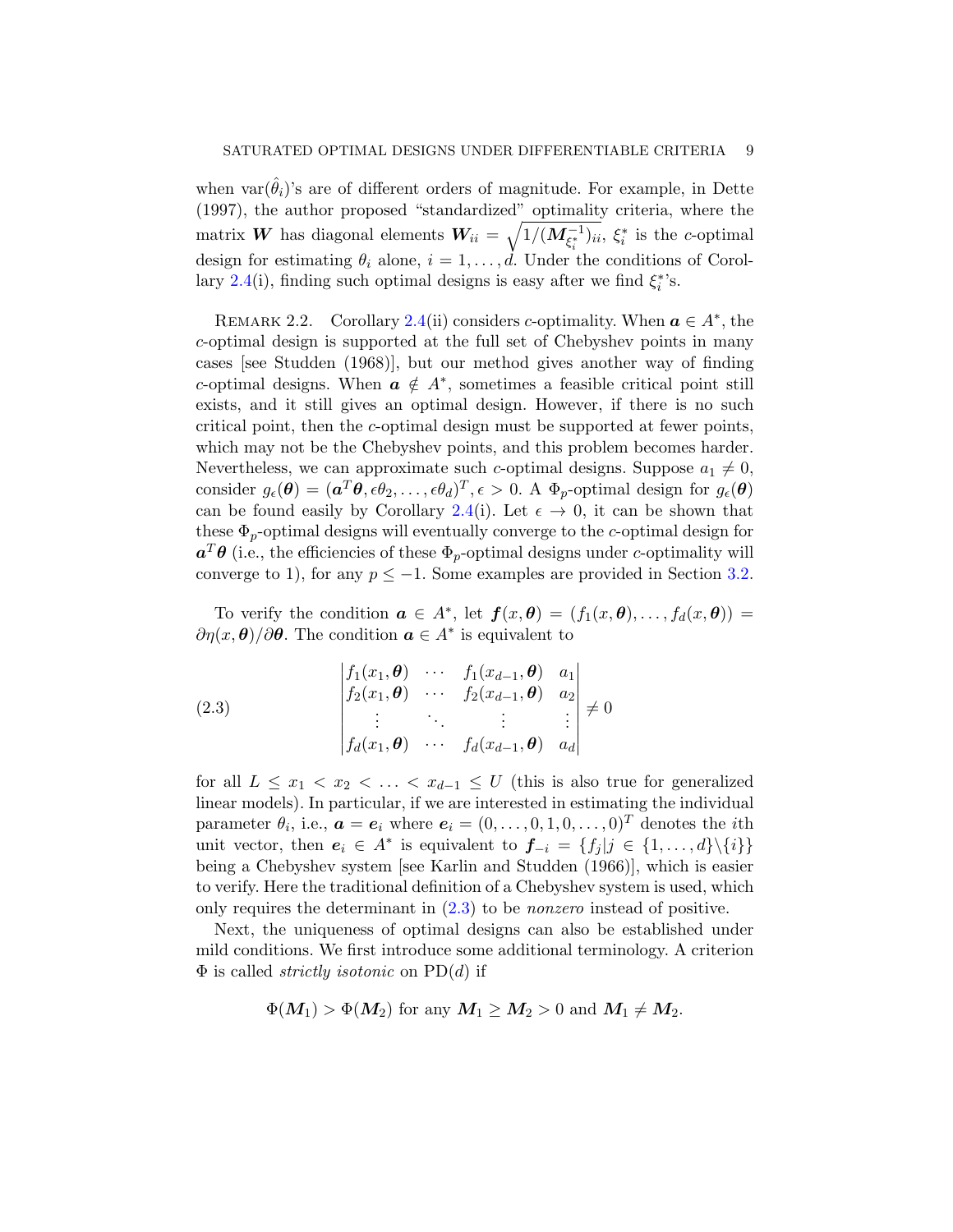when $\text{var}(\hat{\theta}_i)$'s are of different orders of magnitude. For example, in Dette (1997), the author proposed "standardized" optimality criteria, where the matrix $\boldsymbol{W}$ has diagonal elements $\boldsymbol{W}_{ii} = \sqrt{1/(\boldsymbol{M}_{\xi_i^*}^{-1})_{ii}}$, $\xi_i^*$ is the $c$-optimal design for estimating $\theta_i$ alone, $i = 1, \ldots, d$. Under the conditions of Corollary 2.4(i), finding such optimal designs is easy after we find $\xi_i^*$'s.

Remark 2.2. Corollary 2.4(ii) considers $c$-optimality. When $\boldsymbol{a} \in A^*$, the $c$-optimal design is supported at the full set of Chebyshev points in many cases [see Studden (1968)], but our method gives another way of finding $c$-optimal designs. When $\boldsymbol{a} \notin A^*$, sometimes a feasible critical point still exists, and it still gives an optimal design. However, if there is no such critical point, then the $c$-optimal design must be supported at fewer points, which may not be the Chebyshev points, and this problem becomes harder. Nevertheless, we can approximate such $c$-optimal designs. Suppose $a_1 \neq 0$, consider $g_\epsilon(\boldsymbol{\theta}) = (\boldsymbol{a}^T\boldsymbol{\theta}, \epsilon\theta_2, \ldots, \epsilon\theta_d)^T, \epsilon > 0$. A $\Phi_p$-optimal design for $g_\epsilon(\boldsymbol{\theta})$ can be found easily by Corollary 2.4(i). Let $\epsilon \to 0$, it can be shown that these $\Phi_p$-optimal designs will eventually converge to the $c$-optimal design for $\boldsymbol{a}^T\boldsymbol{\theta}$ (i.e., the efficiencies of these $\Phi_p$-optimal designs under $c$-optimality will converge to 1), for any $p \leq -1$. Some examples are provided in Section 3.2.

To verify the condition $\boldsymbol{a} \in A^*$, let $\boldsymbol{f}(x, \boldsymbol{\theta}) = (f_1(x, \boldsymbol{\theta}), \ldots, f_d(x, \boldsymbol{\theta})) = \partial\eta(x, \boldsymbol{\theta})/\partial\boldsymbol{\theta}$. The condition $\boldsymbol{a} \in A^*$ is equivalent to

$$\begin{vmatrix} f_1(x_1, \boldsymbol{\theta}) & \cdots & f_1(x_{d-1}, \boldsymbol{\theta}) & a_1 \\ f_2(x_1, \boldsymbol{\theta}) & \cdots & f_2(x_{d-1}, \boldsymbol{\theta}) & a_2 \\ \vdots & \ddots & \vdots & \vdots \\ f_d(x_1, \boldsymbol{\theta}) & \cdots & f_d(x_{d-1}, \boldsymbol{\theta}) & a_d \end{vmatrix} \neq 0 \tag{2.3}$$

for all $L \leq x_1 < x_2 < \ldots < x_{d-1} \leq U$ (this is also true for generalized linear models). In particular, if we are interested in estimating the individual parameter $\theta_i$, i.e., $\boldsymbol{a} = \boldsymbol{e}_i$ where $\boldsymbol{e}_i = (0, \ldots, 0, 1, 0, \ldots, 0)^T$ denotes the $i$th unit vector, then $\boldsymbol{e}_i \in A^*$ is equivalent to $\boldsymbol{f}_{-i} = \{f_j | j \in \{1, \ldots, d\} \backslash \{i\}\}$ being a Chebyshev system [see Karlin and Studden (1966)], which is easier to verify. Here the traditional definition of a Chebyshev system is used, which only requires the determinant in (2.3) to be *nonzero* instead of positive.

Next, the uniqueness of optimal designs can also be established under mild conditions. We first introduce some additional terminology. A criterion $\Phi$ is called *strictly isotonic* on PD($d$) if

$$\Phi(\boldsymbol{M}_1) > \Phi(\boldsymbol{M}_2) \text{ for any } \boldsymbol{M}_1 \geq \boldsymbol{M}_2 > 0 \text{ and } \boldsymbol{M}_1 \neq \boldsymbol{M}_2.$$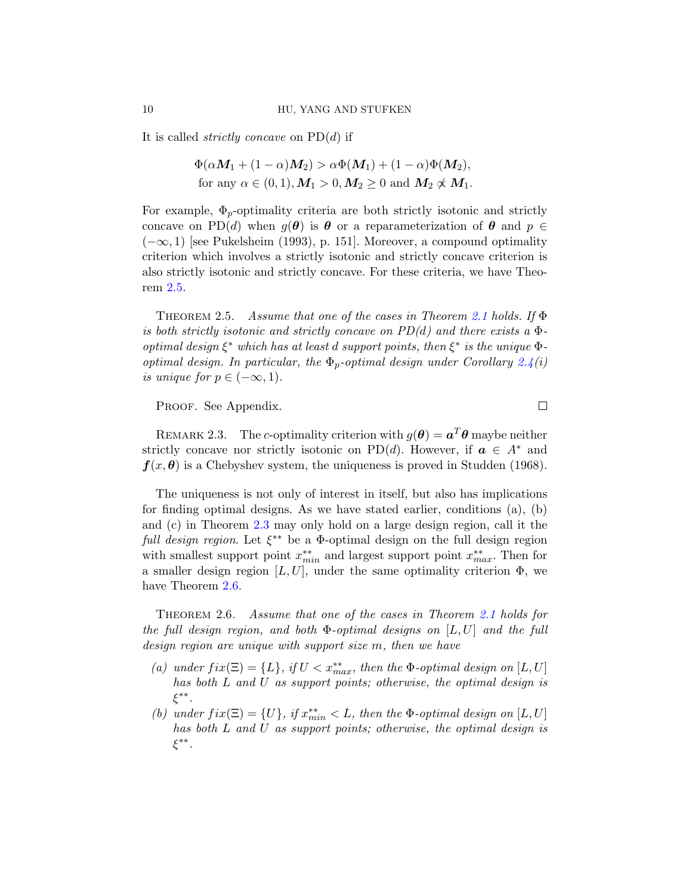It is called *strictly concave* on PD($d$) if

$$\Phi(\alpha \boldsymbol{M}_1 + (1-\alpha)\boldsymbol{M}_2) > \alpha\Phi(\boldsymbol{M}_1) + (1-\alpha)\Phi(\boldsymbol{M}_2),$$
$$\text{for any } \alpha \in (0,1), \boldsymbol{M}_1 > 0, \boldsymbol{M}_2 \geq 0 \text{ and } \boldsymbol{M}_2 \not\propto \boldsymbol{M}_1.$$

For example, $\Phi_p$-optimality criteria are both strictly isotonic and strictly concave on PD($d$) when $g(\boldsymbol{\theta})$ is $\boldsymbol{\theta}$ or a reparameterization of $\boldsymbol{\theta}$ and $p \in (-\infty, 1)$ [see Pukelsheim (1993), p. 151]. Moreover, a compound optimality criterion which involves a strictly isotonic and strictly concave criterion is also strictly isotonic and strictly concave. For these criteria, we have Theorem 2.5.

THEOREM 2.5. *Assume that one of the cases in Theorem 2.1 holds. If $\Phi$ is both strictly isotonic and strictly concave on PD(d) and there exists a $\Phi$-optimal design $\xi^*$ which has at least $d$ support points, then $\xi^*$ is the unique $\Phi$-optimal design. In particular, the $\Phi_p$-optimal design under Corollary 2.4(i) is unique for $p \in (-\infty, 1)$.*

PROOF. See Appendix. □

REMARK 2.3. The $c$-optimality criterion with $g(\boldsymbol{\theta}) = \boldsymbol{a}^T\boldsymbol{\theta}$ maybe neither strictly concave nor strictly isotonic on PD($d$). However, if $\boldsymbol{a} \in A^*$ and $\boldsymbol{f}(x, \boldsymbol{\theta})$ is a Chebyshev system, the uniqueness is proved in Studden (1968).

The uniqueness is not only of interest in itself, but also has implications for finding optimal designs. As we have stated earlier, conditions (a), (b) and (c) in Theorem 2.3 may only hold on a large design region, call it the *full design region*. Let $\xi^{**}$ be a $\Phi$-optimal design on the full design region with smallest support point $x^{**}_{min}$ and largest support point $x^{**}_{max}$. Then for a smaller design region $[L, U]$, under the same optimality criterion $\Phi$, we have Theorem 2.6.

THEOREM 2.6. *Assume that one of the cases in Theorem 2.1 holds for the full design region, and both $\Phi$-optimal designs on $[L, U]$ and the full design region are unique with support size $m$, then we have*

*(a) under $fix(\Xi) = \{L\}$, if $U < x^{**}_{max}$, then the $\Phi$-optimal design on $[L, U]$ has both $L$ and $U$ as support points; otherwise, the optimal design is $\xi^{**}$.*

*(b) under $fix(\Xi) = \{U\}$, if $x^{**}_{min} < L$, then the $\Phi$-optimal design on $[L, U]$ has both $L$ and $U$ as support points; otherwise, the optimal design is $\xi^{**}$.*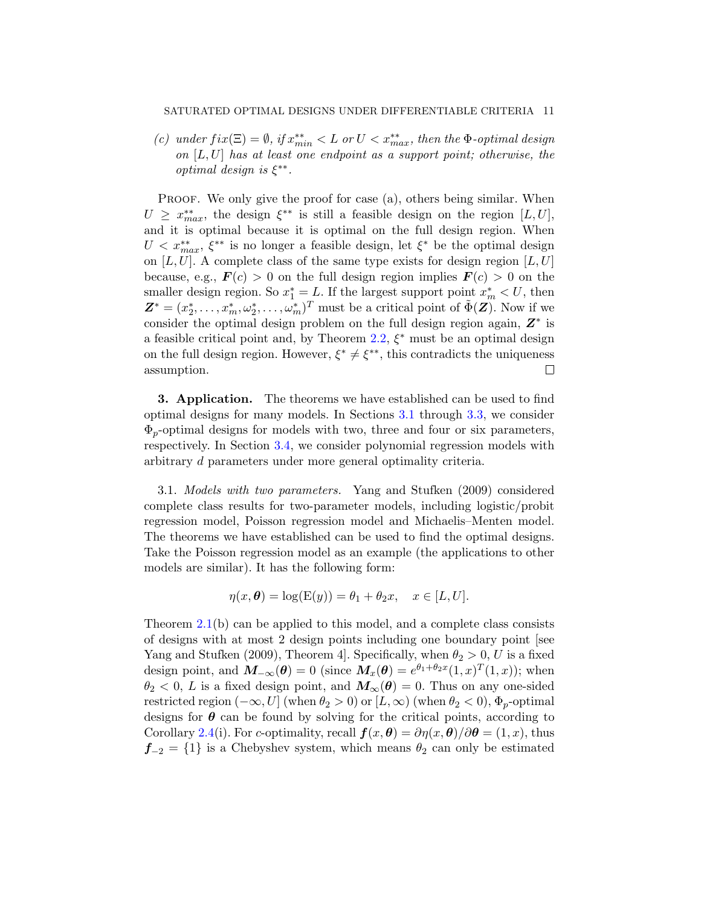*(c) under $fix(\Xi) = \emptyset$, if $x_{min}^{**} < L$ or $U < x_{max}^{**}$, then the $\Phi$-optimal design on $[L, U]$ has at least one endpoint as a support point; otherwise, the optimal design is $\xi^{**}$.*

PROOF. We only give the proof for case (a), others being similar. When $U \geq x_{max}^{**}$, the design $\xi^{**}$ is still a feasible design on the region $[L, U]$, and it is optimal because it is optimal on the full design region. When $U < x_{max}^{**}$, $\xi^{**}$ is no longer a feasible design, let $\xi^*$ be the optimal design on $[L, U]$. A complete class of the same type exists for design region $[L, U]$ because, e.g., $\boldsymbol{F}(c) > 0$ on the full design region implies $\boldsymbol{F}(c) > 0$ on the smaller design region. So $x_1^* = L$. If the largest support point $x_m^* < U$, then $\boldsymbol{Z}^* = (x_2^*, \ldots, x_m^*, \omega_2^*, \ldots, \omega_m^*)^T$ must be a critical point of $\tilde{\Phi}(\boldsymbol{Z})$. Now if we consider the optimal design problem on the full design region again, $\boldsymbol{Z}^*$ is a feasible critical point and, by Theorem 2.2, $\xi^*$ must be an optimal design on the full design region. However, $\xi^* \neq \xi^{**}$, this contradicts the uniqueness assumption. $\square$

## 3. Application.

The theorems we have established can be used to find optimal designs for many models. In Sections 3.1 through 3.3, we consider $\Phi_p$-optimal designs for models with two, three and four or six parameters, respectively. In Section 3.4, we consider polynomial regression models with arbitrary $d$ parameters under more general optimality criteria.

### 3.1. *Models with two parameters.*

Yang and Stufken (2009) considered complete class results for two-parameter models, including logistic/probit regression model, Poisson regression model and Michaelis–Menten model. The theorems we have established can be used to find the optimal designs. Take the Poisson regression model as an example (the applications to other models are similar). It has the following form:

$$\eta(x, \boldsymbol{\theta}) = \log(\mathrm{E}(y)) = \theta_1 + \theta_2 x, \quad x \in [L, U].$$

Theorem 2.1(b) can be applied to this model, and a complete class consists of designs with at most 2 design points including one boundary point [see Yang and Stufken (2009), Theorem 4]. Specifically, when $\theta_2 > 0$, $U$ is a fixed design point, and $\boldsymbol{M}_{-\infty}(\boldsymbol{\theta}) = 0$ (since $\boldsymbol{M}_x(\boldsymbol{\theta}) = e^{\theta_1 + \theta_2 x}(1, x)^T(1, x)$); when $\theta_2 < 0$, $L$ is a fixed design point, and $\boldsymbol{M}_{\infty}(\boldsymbol{\theta}) = 0$. Thus on any one-sided restricted region $(-\infty, U]$ (when $\theta_2 > 0$) or $[L, \infty)$ (when $\theta_2 < 0$), $\Phi_p$-optimal designs for $\boldsymbol{\theta}$ can be found by solving for the critical points, according to Corollary 2.4(i). For $c$-optimality, recall $\boldsymbol{f}(x, \boldsymbol{\theta}) = \partial \eta(x, \boldsymbol{\theta}) / \partial \boldsymbol{\theta} = (1, x)$, thus $\boldsymbol{f}_{-2} = \{1\}$ is a Chebyshev system, which means $\theta_2$ can only be estimated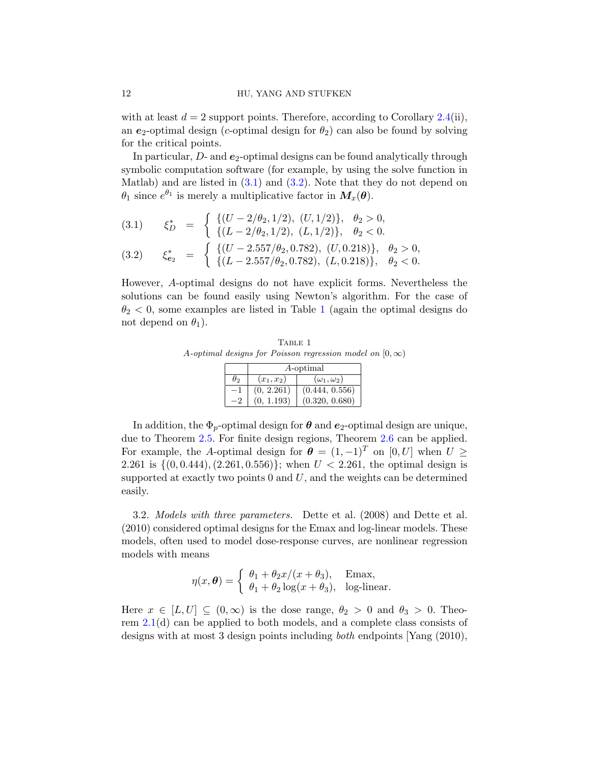with at least $d = 2$ support points. Therefore, according to Corollary 2.4(ii), an $\boldsymbol{e}_2$-optimal design ($c$-optimal design for $\theta_2$) can also be found by solving for the critical points.

In particular, $D$- and $\boldsymbol{e}_2$-optimal designs can be found analytically through symbolic computation software (for example, by using the solve function in Matlab) and are listed in (3.1) and (3.2). Note that they do not depend on $\theta_1$ since $e^{\theta_1}$ is merely a multiplicative factor in $\boldsymbol{M}_x(\boldsymbol{\theta})$.

$$
(3.1) \qquad \xi_D^* = \begin{cases} \{(U - 2/\theta_2, 1/2),\ (U, 1/2)\}, & \theta_2 > 0, \\ \{(L - 2/\theta_2, 1/2),\ (L, 1/2)\}, & \theta_2 < 0. \end{cases}
$$

$$
(3.2) \qquad \xi_{\boldsymbol{e}_2}^* = \begin{cases} \{(U - 2.557/\theta_2, 0.782),\ (U, 0.218)\}, & \theta_2 > 0, \\ \{(L - 2.557/\theta_2, 0.782),\ (L, 0.218)\}, & \theta_2 < 0. \end{cases}
$$

However, $A$-optimal designs do not have explicit forms. Nevertheless the solutions can be found easily using Newton's algorithm. For the case of $\theta_2 < 0$, some examples are listed in Table 1 (again the optimal designs do not depend on $\theta_1$).

Table 1
*$A$-optimal designs for Poisson regression model on $[0, \infty)$*

| | $A$-optimal | |
|---|---|---|
| $\theta_2$ | $(x_1, x_2)$ | $(\omega_1, \omega_2)$ |
| $-1$ | (0, 2.261) | (0.444, 0.556) |
| $-2$ | (0, 1.193) | (0.320, 0.680) |

In addition, the $\Phi_p$-optimal design for $\boldsymbol{\theta}$ and $\boldsymbol{e}_2$-optimal design are unique, due to Theorem 2.5. For finite design regions, Theorem 2.6 can be applied. For example, the $A$-optimal design for $\boldsymbol{\theta} = (1, -1)^T$ on $[0, U]$ when $U \geq 2.261$ is $\{(0, 0.444), (2.261, 0.556)\}$; when $U < 2.261$, the optimal design is supported at exactly two points 0 and $U$, and the weights can be determined easily.

3.2. *Models with three parameters.* Dette et al. (2008) and Dette et al. (2010) considered optimal designs for the Emax and log-linear models. These models, often used to model dose-response curves, are nonlinear regression models with means

$$
\eta(x, \boldsymbol{\theta}) = \begin{cases} \theta_1 + \theta_2 x/(x + \theta_3), & \text{Emax}, \\ \theta_1 + \theta_2 \log(x + \theta_3), & \text{log-linear}. \end{cases}
$$

Here $x \in [L, U] \subseteq (0, \infty)$ is the dose range, $\theta_2 > 0$ and $\theta_3 > 0$. Theorem 2.1(d) can be applied to both models, and a complete class consists of designs with at most 3 design points including *both* endpoints [Yang (2010),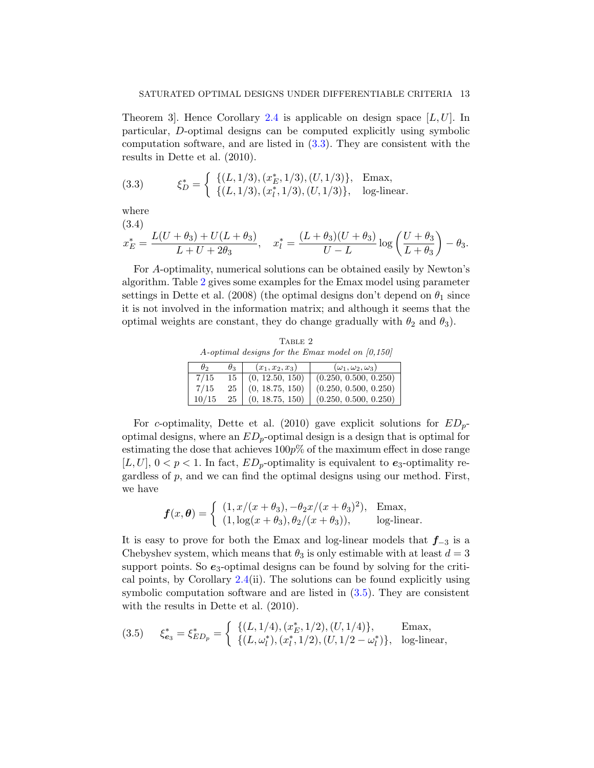Theorem 3]. Hence Corollary 2.4 is applicable on design space $[L, U]$. In particular, $D$-optimal designs can be computed explicitly using symbolic computation software, and are listed in (3.3). They are consistent with the results in Dette et al. (2010).

$$
\xi_D^* = \begin{cases} \{(L, 1/3), (x_E^*, 1/3), (U, 1/3)\}, & \text{Emax}, \\ \{(L, 1/3), (x_l^*, 1/3), (U, 1/3)\}, & \text{log-linear}. \end{cases} \tag{3.3}
$$

where

$$
x_E^* = \frac{L(U+\theta_3) + U(L+\theta_3)}{L + U + 2\theta_3}, \quad x_l^* = \frac{(L+\theta_3)(U+\theta_3)}{U-L} \log\left(\frac{U+\theta_3}{L+\theta_3}\right) - \theta_3. \tag{3.4}
$$

For $A$-optimality, numerical solutions can be obtained easily by Newton's algorithm. Table 2 gives some examples for the Emax model using parameter settings in Dette et al. (2008) (the optimal designs don't depend on $\theta_1$ since it is not involved in the information matrix; and although it seems that the optimal weights are constant, they do change gradually with $\theta_2$ and $\theta_3$).

Table 2
*A-optimal designs for the Emax model on [0,150]*

| $\theta_2$ | $\theta_3$ | $(x_1, x_2, x_3)$ | $(\omega_1, \omega_2, \omega_3)$ |
|---|---|---|---|
| 7/15 | 15 | (0, 12.50, 150) | (0.250, 0.500, 0.250) |
| 7/15 | 25 | (0, 18.75, 150) | (0.250, 0.500, 0.250) |
| 10/15 | 25 | (0, 18.75, 150) | (0.250, 0.500, 0.250) |

For $c$-optimality, Dette et al. (2010) gave explicit solutions for $ED_p$-optimal designs, where an $ED_p$-optimal design is a design that is optimal for estimating the dose that achieves $100p\%$ of the maximum effect in dose range $[L, U]$, $0 < p < 1$. In fact, $ED_p$-optimality is equivalent to $\boldsymbol{e}_3$-optimality regardless of $p$, and we can find the optimal designs using our method. First, we have

$$
\boldsymbol{f}(x, \boldsymbol{\theta}) = \begin{cases} (1, x/(x+\theta_3), -\theta_2 x/(x+\theta_3)^2), & \text{Emax}, \\ (1, \log(x+\theta_3), \theta_2/(x+\theta_3)), & \text{log-linear}. \end{cases}
$$

It is easy to prove for both the Emax and log-linear models that $\boldsymbol{f}_{-3}$ is a Chebyshev system, which means that $\theta_3$ is only estimable with at least $d = 3$ support points. So $\boldsymbol{e}_3$-optimal designs can be found by solving for the critical points, by Corollary 2.4(ii). The solutions can be found explicitly using symbolic computation software and are listed in (3.5). They are consistent with the results in Dette et al. (2010).

$$
\xi_{\boldsymbol{e}_3}^* = \xi_{ED_p}^* = \begin{cases} \{(L, 1/4), (x_E^*, 1/2), (U, 1/4)\}, & \text{Emax}, \\ \{(L, \omega_l^*), (x_l^*, 1/2), (U, 1/2 - \omega_l^*)\}, & \text{log-linear}, \end{cases} \tag{3.5}
$$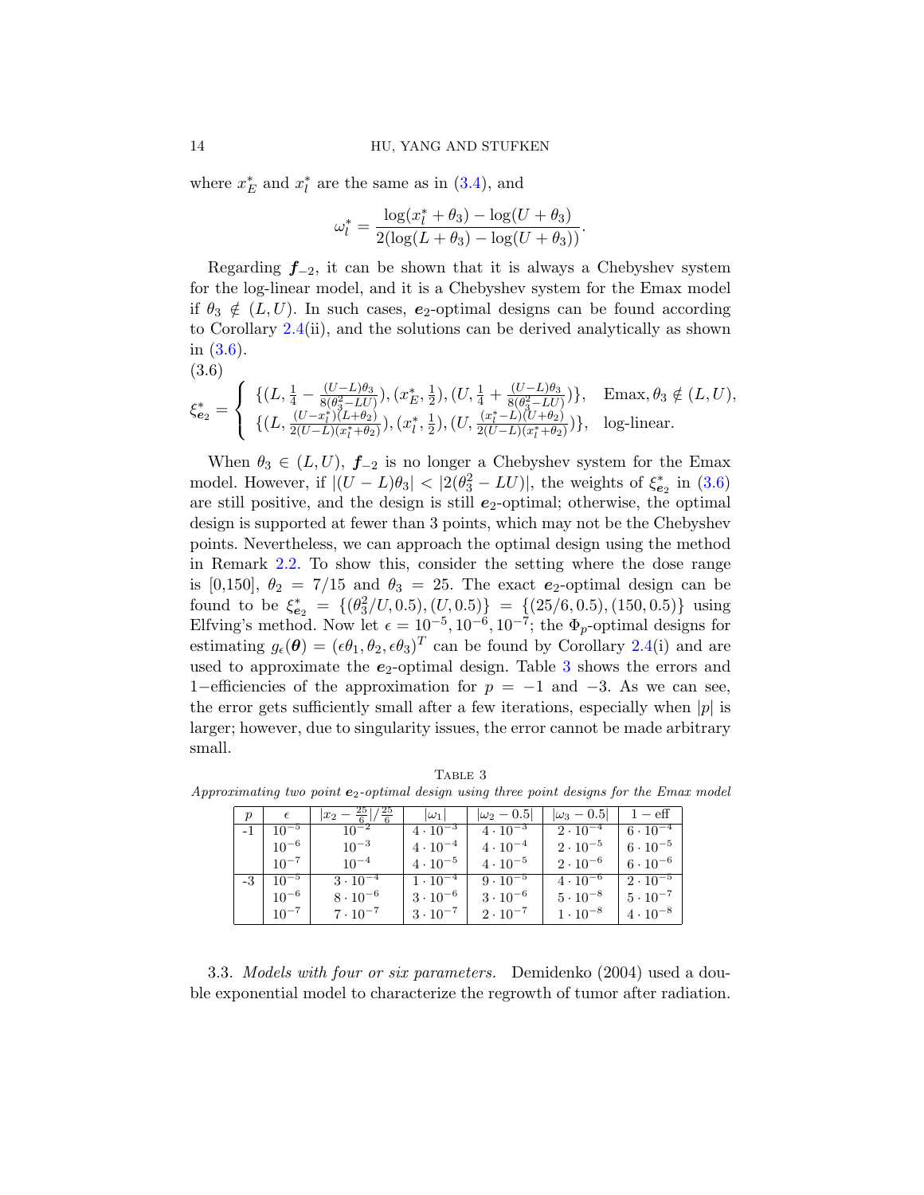where $x_E^*$ and $x_l^*$ are the same as in (3.4), and

$$\omega_l^* = \frac{\log(x_l^* + \theta_3) - \log(U + \theta_3)}{2(\log(L + \theta_3) - \log(U + \theta_3))}.$$

Regarding $\boldsymbol{f}_{-2}$, it can be shown that it is always a Chebyshev system for the log-linear model, and it is a Chebyshev system for the Emax model if $\theta_3 \notin (L, U)$. In such cases, $\boldsymbol{e}_2$-optimal designs can be found according to Corollary 2.4(ii), and the solutions can be derived analytically as shown in (3.6).

(3.6)

$$\xi_{\boldsymbol{e}_2}^* = \begin{cases} \{(L, \frac{1}{4} - \frac{(U-L)\theta_3}{8(\theta_3^2 - LU)}), (x_E^*, \frac{1}{2}), (U, \frac{1}{4} + \frac{(U-L)\theta_3}{8(\theta_3^2 - LU)})\}, & \text{Emax}, \theta_3 \notin (L, U), \\ \{(L, \frac{(U-x_l^*)(L+\theta_2)}{2(U-L)(x_l^*+\theta_2)}), (x_l^*, \frac{1}{2}), (U, \frac{(x_l^*-L)(U+\theta_2)}{2(U-L)(x_l^*+\theta_2)})\}, & \text{log-linear.} \end{cases}$$

When $\theta_3 \in (L, U)$, $\boldsymbol{f}_{-2}$ is no longer a Chebyshev system for the Emax model. However, if $|(U - L)\theta_3| < |2(\theta_3^2 - LU)|$, the weights of $\xi_{\boldsymbol{e}_2}^*$ in (3.6) are still positive, and the design is still $\boldsymbol{e}_2$-optimal; otherwise, the optimal design is supported at fewer than 3 points, which may not be the Chebyshev points. Nevertheless, we can approach the optimal design using the method in Remark 2.2. To show this, consider the setting where the dose range is [0,150], $\theta_2 = 7/15$ and $\theta_3 = 25$. The exact $\boldsymbol{e}_2$-optimal design can be found to be $\xi_{\boldsymbol{e}_2}^* = \{(\theta_3^2/U, 0.5), (U, 0.5)\} = \{(25/6, 0.5), (150, 0.5)\}$ using Elfving's method. Now let $\epsilon = 10^{-5}, 10^{-6}, 10^{-7}$; the $\Phi_p$-optimal designs for estimating $g_\epsilon(\boldsymbol{\theta}) = (\epsilon\theta_1, \theta_2, \epsilon\theta_3)^T$ can be found by Corollary 2.4(i) and are used to approximate the $\boldsymbol{e}_2$-optimal design. Table 3 shows the errors and 1−efficiencies of the approximation for $p = -1$ and $-3$. As we can see, the error gets sufficiently small after a few iterations, especially when $|p|$ is larger; however, due to singularity issues, the error cannot be made arbitrary small.

TABLE 3

*Approximating two point $\boldsymbol{e}_2$-optimal design using three point designs for the Emax model*

| $p$ | $\epsilon$ | $\lvert x_2 - \frac{25}{6}\rvert / \frac{25}{6}$ | $\lvert\omega_1\rvert$ | $\lvert\omega_2 - 0.5\rvert$ | $\lvert\omega_3 - 0.5\rvert$ | $1 - \text{eff}$ |
|---|---|---|---|---|---|---|
| -1 | $10^{-5}$ | $10^{-2}$ | $4 \cdot 10^{-3}$ | $4 \cdot 10^{-3}$ | $2 \cdot 10^{-4}$ | $6 \cdot 10^{-4}$ |
| | $10^{-6}$ | $10^{-3}$ | $4 \cdot 10^{-4}$ | $4 \cdot 10^{-4}$ | $2 \cdot 10^{-5}$ | $6 \cdot 10^{-5}$ |
| | $10^{-7}$ | $10^{-4}$ | $4 \cdot 10^{-5}$ | $4 \cdot 10^{-5}$ | $2 \cdot 10^{-6}$ | $6 \cdot 10^{-6}$ |
| -3 | $10^{-5}$ | $3 \cdot 10^{-4}$ | $1 \cdot 10^{-4}$ | $9 \cdot 10^{-5}$ | $4 \cdot 10^{-6}$ | $2 \cdot 10^{-5}$ |
| | $10^{-6}$ | $8 \cdot 10^{-6}$ | $3 \cdot 10^{-6}$ | $3 \cdot 10^{-6}$ | $5 \cdot 10^{-8}$ | $5 \cdot 10^{-7}$ |
| | $10^{-7}$ | $7 \cdot 10^{-7}$ | $3 \cdot 10^{-7}$ | $2 \cdot 10^{-7}$ | $1 \cdot 10^{-8}$ | $4 \cdot 10^{-8}$ |

3.3. *Models with four or six parameters.* Demidenko (2004) used a double exponential model to characterize the regrowth of tumor after radiation.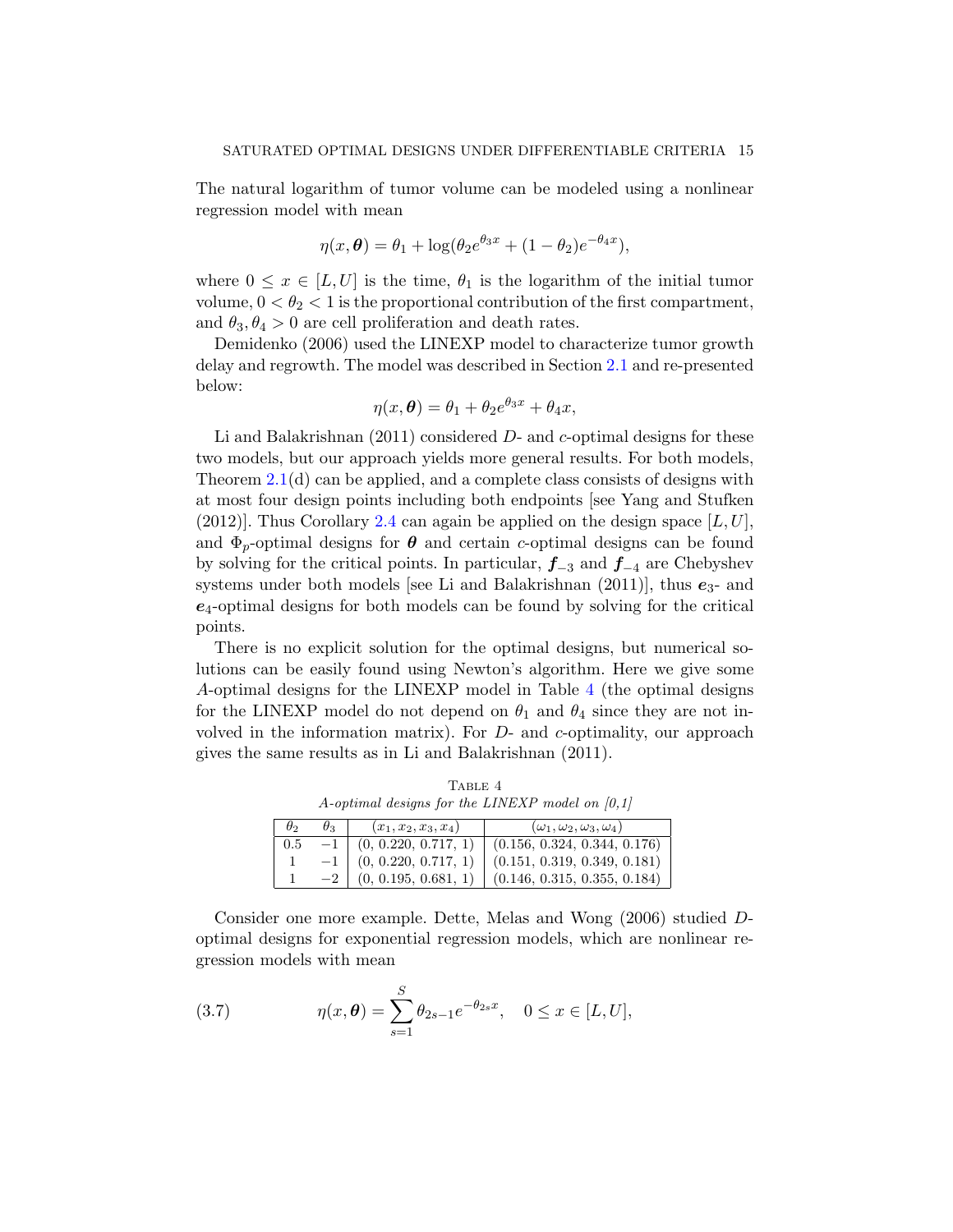The natural logarithm of tumor volume can be modeled using a nonlinear regression model with mean

$$\eta(x, \boldsymbol{\theta}) = \theta_1 + \log(\theta_2 e^{\theta_3 x} + (1 - \theta_2) e^{-\theta_4 x}),$$

where $0 \le x \in [L, U]$ is the time, $\theta_1$ is the logarithm of the initial tumor volume, $0 < \theta_2 < 1$ is the proportional contribution of the first compartment, and $\theta_3, \theta_4 > 0$ are cell proliferation and death rates.

Demidenko (2006) used the LINEXP model to characterize tumor growth delay and regrowth. The model was described in Section 2.1 and re-presented below:

$$\eta(x, \boldsymbol{\theta}) = \theta_1 + \theta_2 e^{\theta_3 x} + \theta_4 x,$$

Li and Balakrishnan (2011) considered $D$- and $c$-optimal designs for these two models, but our approach yields more general results. For both models, Theorem 2.1(d) can be applied, and a complete class consists of designs with at most four design points including both endpoints [see Yang and Stufken (2012)]. Thus Corollary 2.4 can again be applied on the design space $[L, U]$, and $\Phi_p$-optimal designs for $\boldsymbol{\theta}$ and certain $c$-optimal designs can be found by solving for the critical points. In particular, $\boldsymbol{f}_{-3}$ and $\boldsymbol{f}_{-4}$ are Chebyshev systems under both models [see Li and Balakrishnan (2011)], thus $\boldsymbol{e}_3$- and $\boldsymbol{e}_4$-optimal designs for both models can be found by solving for the critical points.

There is no explicit solution for the optimal designs, but numerical solutions can be easily found using Newton's algorithm. Here we give some $A$-optimal designs for the LINEXP model in Table 4 (the optimal designs for the LINEXP model do not depend on $\theta_1$ and $\theta_4$ since they are not involved in the information matrix). For $D$- and $c$-optimality, our approach gives the same results as in Li and Balakrishnan (2011).

TABLE 4
*A-optimal designs for the LINEXP model on [0,1]*

| $\theta_2$ | $\theta_3$ | $(x_1, x_2, x_3, x_4)$ | $(\omega_1, \omega_2, \omega_3, \omega_4)$ |
|---|---|---|---|
| 0.5 | $-1$ | (0, 0.220, 0.717, 1) | (0.156, 0.324, 0.344, 0.176) |
| 1 | $-1$ | (0, 0.220, 0.717, 1) | (0.151, 0.319, 0.349, 0.181) |
| 1 | $-2$ | (0, 0.195, 0.681, 1) | (0.146, 0.315, 0.355, 0.184) |

Consider one more example. Dette, Melas and Wong (2006) studied $D$-optimal designs for exponential regression models, which are nonlinear regression models with mean

$$\eta(x, \boldsymbol{\theta}) = \sum_{s=1}^{S} \theta_{2s-1} e^{-\theta_{2s} x}, \quad 0 \le x \in [L, U], \tag{3.7}$$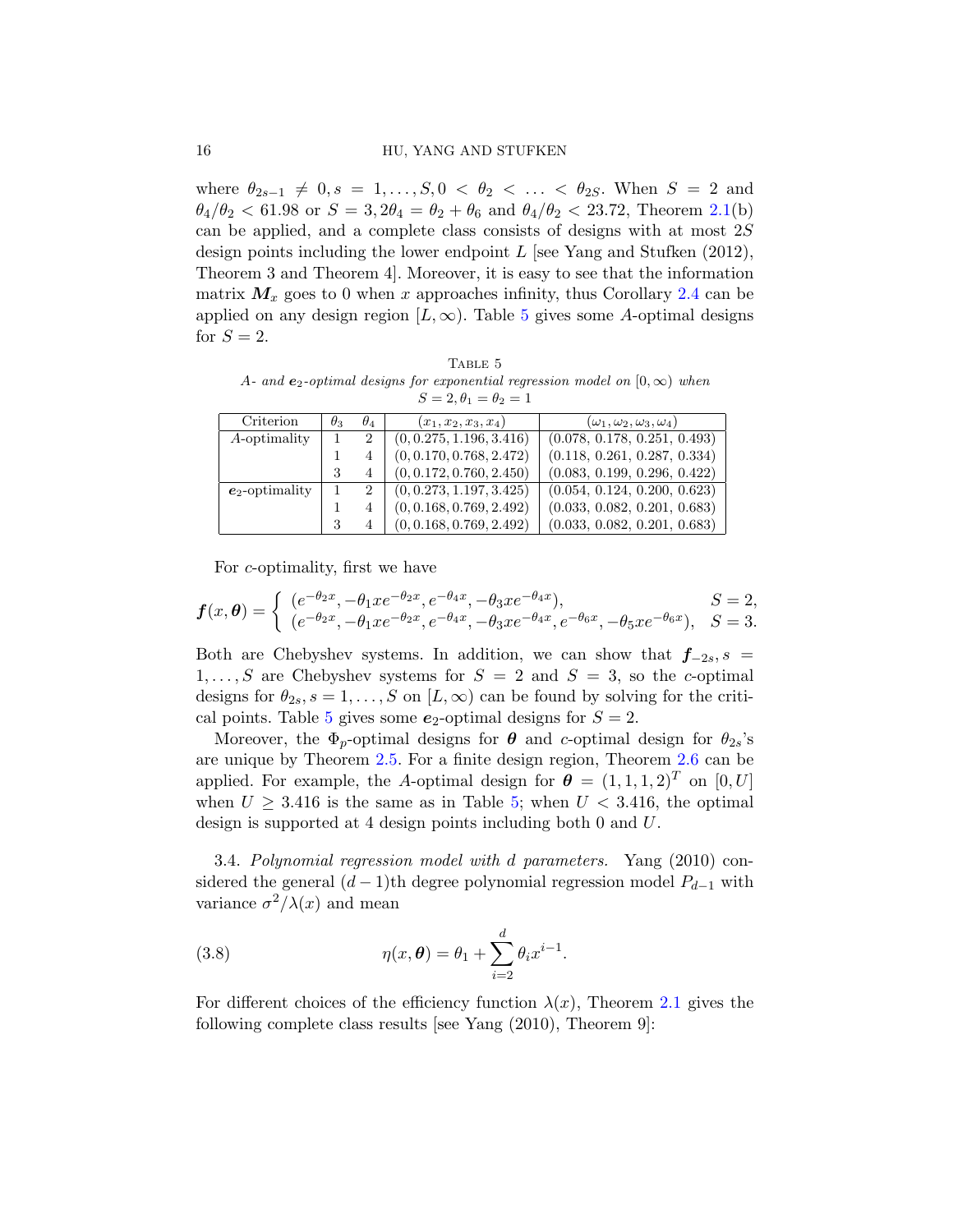where $\theta_{2s-1} \neq 0, s = 1, \ldots, S, 0 < \theta_2 < \ldots < \theta_{2S}$. When $S = 2$ and $\theta_4/\theta_2 < 61.98$ or $S = 3, 2\theta_4 = \theta_2 + \theta_6$ and $\theta_4/\theta_2 < 23.72$, Theorem 2.1(b) can be applied, and a complete class consists of designs with at most $2S$ design points including the lower endpoint $L$ [see Yang and Stufken (2012), Theorem 3 and Theorem 4]. Moreover, it is easy to see that the information matrix $\boldsymbol{M}_x$ goes to 0 when $x$ approaches infinity, thus Corollary 2.4 can be applied on any design region $[L, \infty)$. Table 5 gives some $A$-optimal designs for $S = 2$.

TABLE 5

*$A$- and $\boldsymbol{e}_2$-optimal designs for exponential regression model on $[0, \infty)$ when $S = 2, \theta_1 = \theta_2 = 1$*

| Criterion | $\theta_3$ | $\theta_4$ | $(x_1, x_2, x_3, x_4)$ | $(\omega_1, \omega_2, \omega_3, \omega_4)$ |
|---|---|---|---|---|
| $A$-optimality | 1 | 2 | $(0, 0.275, 1.196, 3.416)$ | $(0.078, 0.178, 0.251, 0.493)$ |
| | 1 | 4 | $(0, 0.170, 0.768, 2.472)$ | $(0.118, 0.261, 0.287, 0.334)$ |
| | 3 | 4 | $(0, 0.172, 0.760, 2.450)$ | $(0.083, 0.199, 0.296, 0.422)$ |
| $\boldsymbol{e}_2$-optimality | 1 | 2 | $(0, 0.273, 1.197, 3.425)$ | $(0.054, 0.124, 0.200, 0.623)$ |
| | 1 | 4 | $(0, 0.168, 0.769, 2.492)$ | $(0.033, 0.082, 0.201, 0.683)$ |
| | 3 | 4 | $(0, 0.168, 0.769, 2.492)$ | $(0.033, 0.082, 0.201, 0.683)$ |

For $c$-optimality, first we have

$$\boldsymbol{f}(x, \boldsymbol{\theta}) = \begin{cases} (e^{-\theta_2 x}, -\theta_1 x e^{-\theta_2 x}, e^{-\theta_4 x}, -\theta_3 x e^{-\theta_4 x}), & S = 2, \\ (e^{-\theta_2 x}, -\theta_1 x e^{-\theta_2 x}, e^{-\theta_4 x}, -\theta_3 x e^{-\theta_4 x}, e^{-\theta_6 x}, -\theta_5 x e^{-\theta_6 x}), & S = 3. \end{cases}$$

Both are Chebyshev systems. In addition, we can show that $\boldsymbol{f}_{-2s}, s = 1, \ldots, S$ are Chebyshev systems for $S = 2$ and $S = 3$, so the $c$-optimal designs for $\theta_{2s}, s = 1, \ldots, S$ on $[L, \infty)$ can be found by solving for the critical points. Table 5 gives some $\boldsymbol{e}_2$-optimal designs for $S = 2$.

Moreover, the $\Phi_p$-optimal designs for $\boldsymbol{\theta}$ and $c$-optimal design for $\theta_{2s}$'s are unique by Theorem 2.5. For a finite design region, Theorem 2.6 can be applied. For example, the $A$-optimal design for $\boldsymbol{\theta} = (1, 1, 1, 2)^T$ on $[0, U]$ when $U \geq 3.416$ is the same as in Table 5; when $U < 3.416$, the optimal design is supported at 4 design points including both 0 and $U$.

3.4. *Polynomial regression model with $d$ parameters.* Yang (2010) considered the general $(d-1)$th degree polynomial regression model $P_{d-1}$ with variance $\sigma^2/\lambda(x)$ and mean

$$\eta(x, \boldsymbol{\theta}) = \theta_1 + \sum_{i=2}^{d} \theta_i x^{i-1}. \tag{3.8}$$

For different choices of the efficiency function $\lambda(x)$, Theorem 2.1 gives the following complete class results [see Yang (2010), Theorem 9]: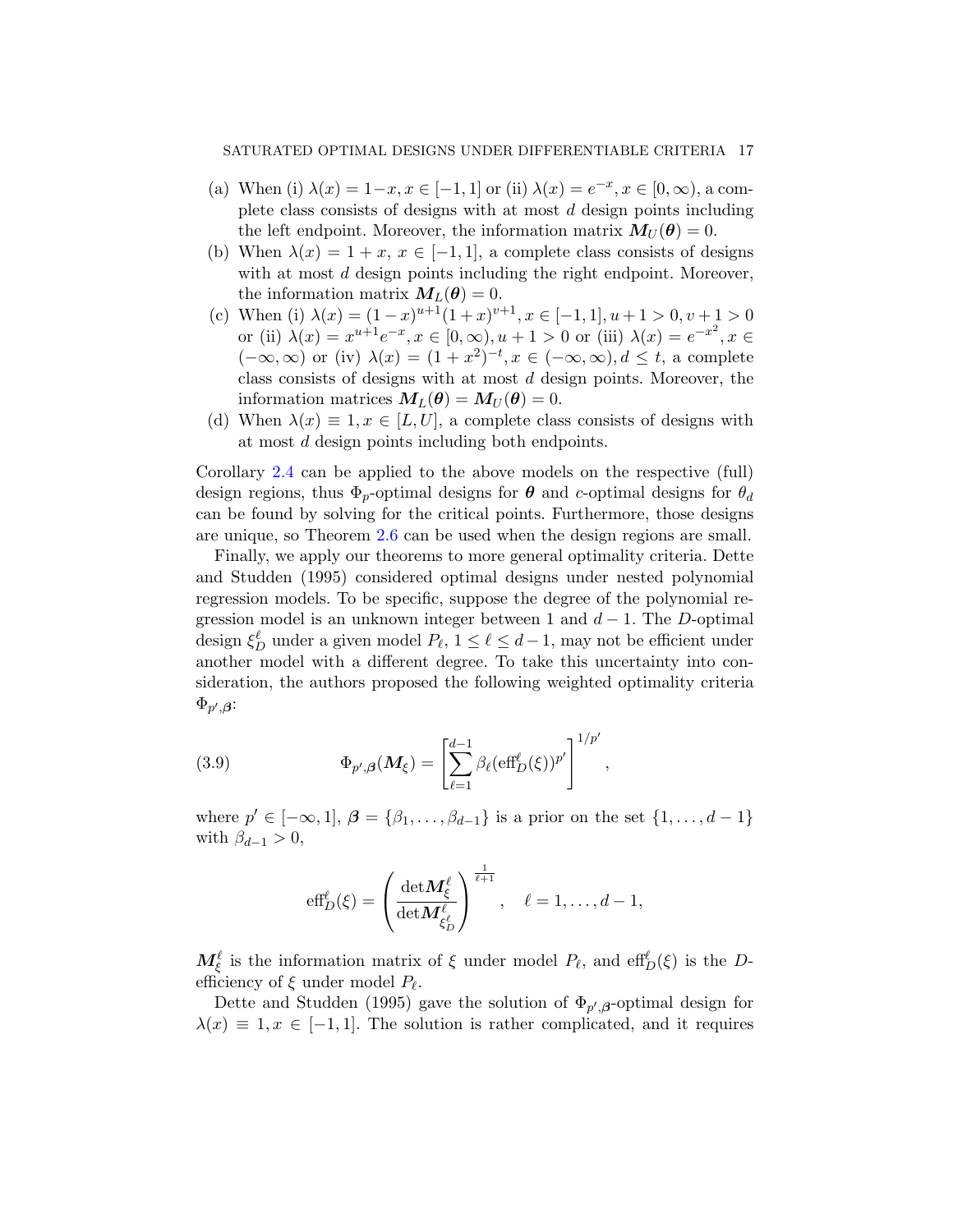(a) When (i) $\lambda(x) = 1-x, x \in [-1,1]$ or (ii) $\lambda(x) = e^{-x}, x \in [0,\infty)$, a complete class consists of designs with at most $d$ design points including the left endpoint. Moreover, the information matrix $\boldsymbol{M}_U(\boldsymbol{\theta}) = 0$.

(b) When $\lambda(x) = 1+x$, $x \in [-1,1]$, a complete class consists of designs with at most $d$ design points including the right endpoint. Moreover, the information matrix $\boldsymbol{M}_L(\boldsymbol{\theta}) = 0$.

(c) When (i) $\lambda(x) = (1-x)^{u+1}(1+x)^{v+1}, x \in [-1,1], u+1 > 0, v+1 > 0$ or (ii) $\lambda(x) = x^{u+1}e^{-x}, x \in [0,\infty), u+1 > 0$ or (iii) $\lambda(x) = e^{-x^2}, x \in (-\infty,\infty)$ or (iv) $\lambda(x) = (1+x^2)^{-t}, x \in (-\infty,\infty), d \leq t$, a complete class consists of designs with at most $d$ design points. Moreover, the information matrices $\boldsymbol{M}_L(\boldsymbol{\theta}) = \boldsymbol{M}_U(\boldsymbol{\theta}) = 0$.

(d) When $\lambda(x) \equiv 1, x \in [L,U]$, a complete class consists of designs with at most $d$ design points including both endpoints.

Corollary 2.4 can be applied to the above models on the respective (full) design regions, thus $\Phi_p$-optimal designs for $\boldsymbol{\theta}$ and $c$-optimal designs for $\theta_d$ can be found by solving for the critical points. Furthermore, those designs are unique, so Theorem 2.6 can be used when the design regions are small.

Finally, we apply our theorems to more general optimality criteria. Dette and Studden (1995) considered optimal designs under nested polynomial regression models. To be specific, suppose the degree of the polynomial regression model is an unknown integer between 1 and $d-1$. The $D$-optimal design $\xi_D^\ell$ under a given model $P_\ell$, $1 \leq \ell \leq d-1$, may not be efficient under another model with a different degree. To take this uncertainty into consideration, the authors proposed the following weighted optimality criteria $\Phi_{p',\boldsymbol{\beta}}$:

$$\Phi_{p',\boldsymbol{\beta}}(\boldsymbol{M}_\xi) = \left[\sum_{\ell=1}^{d-1} \beta_\ell (\mathrm{eff}_D^\ell(\xi))^{p'}\right]^{1/p'}, \tag{3.9}$$

where $p' \in [-\infty, 1]$, $\boldsymbol{\beta} = \{\beta_1, \ldots, \beta_{d-1}\}$ is a prior on the set $\{1, \ldots, d-1\}$ with $\beta_{d-1} > 0$,

$$\mathrm{eff}_D^\ell(\xi) = \left(\frac{\det \boldsymbol{M}_\xi^\ell}{\det \boldsymbol{M}_{\xi_D^\ell}^\ell}\right)^{\frac{1}{\ell+1}}, \quad \ell = 1, \ldots, d-1,$$

$\boldsymbol{M}_\xi^\ell$ is the information matrix of $\xi$ under model $P_\ell$, and $\mathrm{eff}_D^\ell(\xi)$ is the $D$-efficiency of $\xi$ under model $P_\ell$.

Dette and Studden (1995) gave the solution of $\Phi_{p',\boldsymbol{\beta}}$-optimal design for $\lambda(x) \equiv 1, x \in [-1,1]$. The solution is rather complicated, and it requires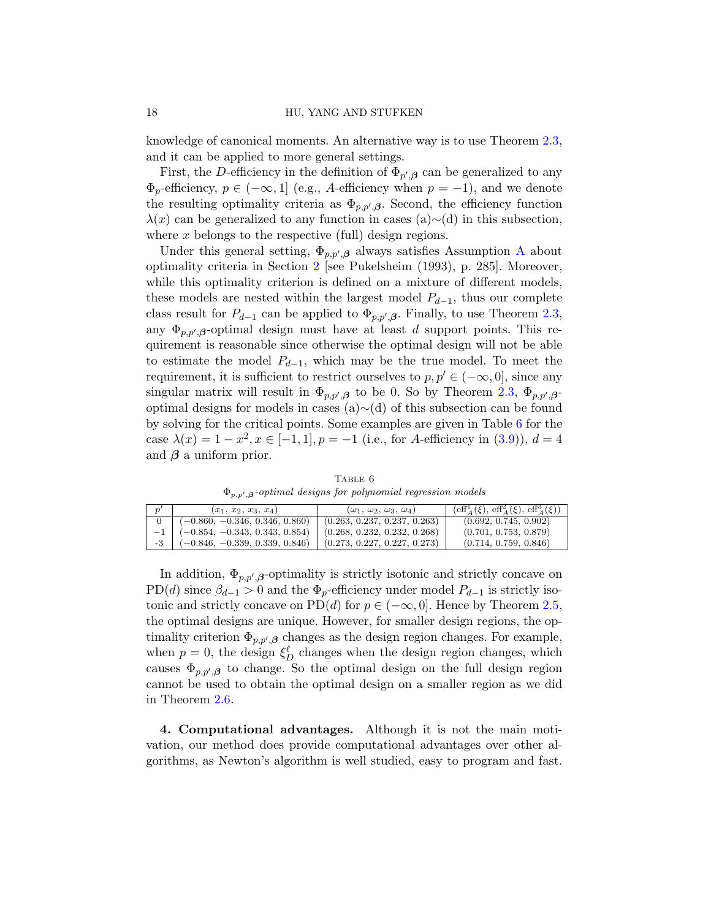knowledge of canonical moments. An alternative way is to use Theorem 2.3, and it can be applied to more general settings.

First, the $D$-efficiency in the definition of $\Phi_{p',\boldsymbol{\beta}}$ can be generalized to any $\Phi_p$-efficiency, $p \in (-\infty, 1]$ (e.g., $A$-efficiency when $p = -1$), and we denote the resulting optimality criteria as $\Phi_{p,p',\boldsymbol{\beta}}$. Second, the efficiency function $\lambda(x)$ can be generalized to any function in cases (a)$\sim$(d) in this subsection, where $x$ belongs to the respective (full) design regions.

Under this general setting, $\Phi_{p,p',\boldsymbol{\beta}}$ always satisfies Assumption A about optimality criteria in Section 2 [see Pukelsheim (1993), p. 285]. Moreover, while this optimality criterion is defined on a mixture of different models, these models are nested within the largest model $P_{d-1}$, thus our complete class result for $P_{d-1}$ can be applied to $\Phi_{p,p',\boldsymbol{\beta}}$. Finally, to use Theorem 2.3, any $\Phi_{p,p',\boldsymbol{\beta}}$-optimal design must have at least $d$ support points. This requirement is reasonable since otherwise the optimal design will not be able to estimate the model $P_{d-1}$, which may be the true model. To meet the requirement, it is sufficient to restrict ourselves to $p, p' \in (-\infty, 0]$, since any singular matrix will result in $\Phi_{p,p',\boldsymbol{\beta}}$ to be 0. So by Theorem 2.3, $\Phi_{p,p',\boldsymbol{\beta}}$-optimal designs for models in cases (a)$\sim$(d) of this subsection can be found by solving for the critical points. Some examples are given in Table 6 for the case $\lambda(x) = 1 - x^2, x \in [-1, 1], p = -1$ (i.e., for $A$-efficiency in (3.9)), $d = 4$ and $\boldsymbol{\beta}$ a uniform prior.

TABLE 6
*$\Phi_{p,p',\boldsymbol{\beta}}$-optimal designs for polynomial regression models*

| $p'$ | $(x_1, x_2, x_3, x_4)$ | $(\omega_1, \omega_2, \omega_3, \omega_4)$ | $(\mathrm{eff}_A^1(\xi), \mathrm{eff}_A^2(\xi), \mathrm{eff}_A^3(\xi))$ |
|---|---|---|---|
| 0 | $(-0.860, -0.346, 0.346, 0.860)$ | $(0.263, 0.237, 0.237, 0.263)$ | $(0.692, 0.745, 0.902)$ |
| $-1$ | $(-0.854, -0.343, 0.343, 0.854)$ | $(0.268, 0.232, 0.232, 0.268)$ | $(0.701, 0.753, 0.879)$ |
| -3 | $(-0.846, -0.339, 0.339, 0.846)$ | $(0.273, 0.227, 0.227, 0.273)$ | $(0.714, 0.759, 0.846)$ |

In addition, $\Phi_{p,p',\boldsymbol{\beta}}$-optimality is strictly isotonic and strictly concave on $\mathrm{PD}(d)$ since $\beta_{d-1} > 0$ and the $\Phi_p$-efficiency under model $P_{d-1}$ is strictly isotonic and strictly concave on $\mathrm{PD}(d)$ for $p \in (-\infty, 0]$. Hence by Theorem 2.5, the optimal designs are unique. However, for smaller design regions, the optimality criterion $\Phi_{p,p',\boldsymbol{\beta}}$ changes as the design region changes. For example, when $p = 0$, the design $\xi_D^\ell$ changes when the design region changes, which causes $\Phi_{p,p',\boldsymbol{\beta}}$ to change. So the optimal design on the full design region cannot be used to obtain the optimal design on a smaller region as we did in Theorem 2.6.

## 4. Computational advantages.

Although it is not the main motivation, our method does provide computational advantages over other algorithms, as Newton's algorithm is well studied, easy to program and fast.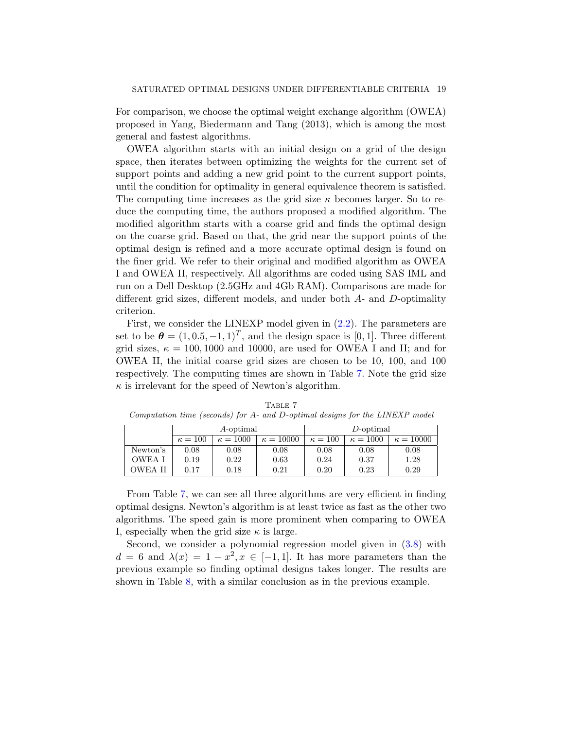For comparison, we choose the optimal weight exchange algorithm (OWEA) proposed in Yang, Biedermann and Tang (2013), which is among the most general and fastest algorithms.

OWEA algorithm starts with an initial design on a grid of the design space, then iterates between optimizing the weights for the current set of support points and adding a new grid point to the current support points, until the condition for optimality in general equivalence theorem is satisfied. The computing time increases as the grid size $\kappa$ becomes larger. So to reduce the computing time, the authors proposed a modified algorithm. The modified algorithm starts with a coarse grid and finds the optimal design on the coarse grid. Based on that, the grid near the support points of the optimal design is refined and a more accurate optimal design is found on the finer grid. We refer to their original and modified algorithm as OWEA I and OWEA II, respectively. All algorithms are coded using SAS IML and run on a Dell Desktop (2.5GHz and 4Gb RAM). Comparisons are made for different grid sizes, different models, and under both $A$- and $D$-optimality criterion.

First, we consider the LINEXP model given in (2.2). The parameters are set to be $\boldsymbol{\theta} = (1, 0.5, -1, 1)^T$, and the design space is $[0, 1]$. Three different grid sizes, $\kappa = 100, 1000$ and $10000$, are used for OWEA I and II; and for OWEA II, the initial coarse grid sizes are chosen to be 10, 100, and 100 respectively. The computing times are shown in Table 7. Note the grid size $\kappa$ is irrelevant for the speed of Newton's algorithm.

Table 7
*Computation time (seconds) for A- and D-optimal designs for the LINEXP model*

| | $A$-optimal | | | $D$-optimal | | |
|---|---|---|---|---|---|---|
| | $\kappa = 100$ | $\kappa = 1000$ | $\kappa = 10000$ | $\kappa = 100$ | $\kappa = 1000$ | $\kappa = 10000$ |
| Newton's | 0.08 | 0.08 | 0.08 | 0.08 | 0.08 | 0.08 |
| OWEA I | 0.19 | 0.22 | 0.63 | 0.24 | 0.37 | 1.28 |
| OWEA II | 0.17 | 0.18 | 0.21 | 0.20 | 0.23 | 0.29 |

From Table 7, we can see all three algorithms are very efficient in finding optimal designs. Newton's algorithm is at least twice as fast as the other two algorithms. The speed gain is more prominent when comparing to OWEA I, especially when the grid size $\kappa$ is large.

Second, we consider a polynomial regression model given in (3.8) with $d = 6$ and $\lambda(x) = 1 - x^2, x \in [-1, 1]$. It has more parameters than the previous example so finding optimal designs takes longer. The results are shown in Table 8, with a similar conclusion as in the previous example.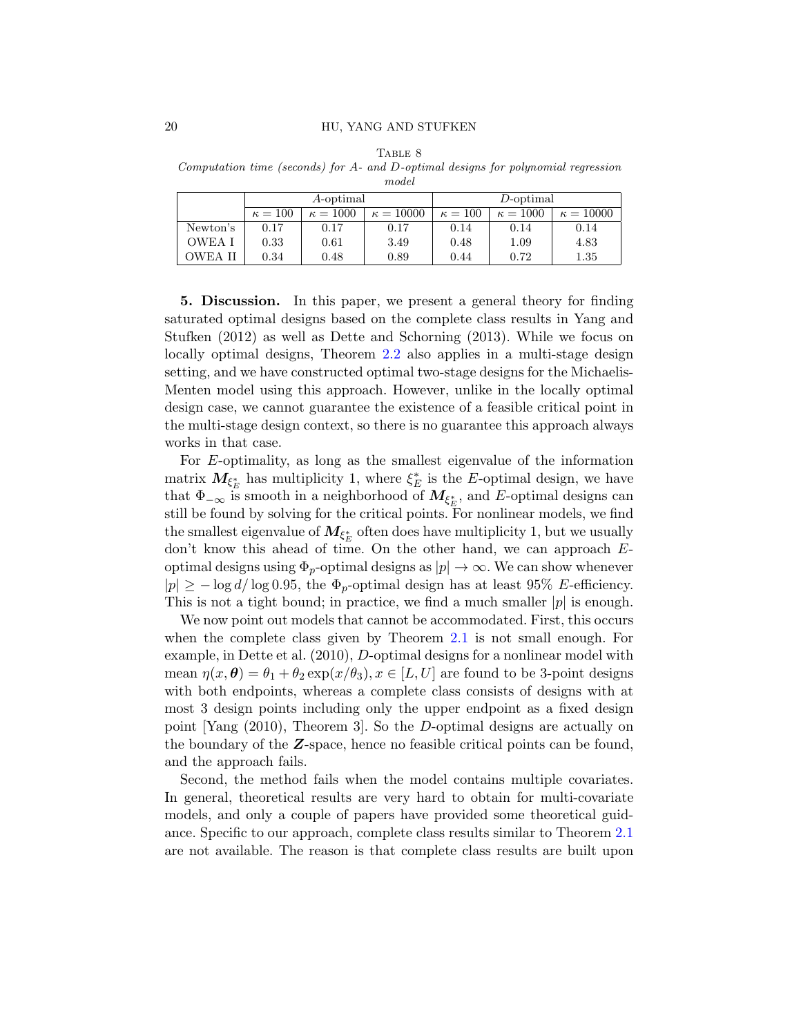TABLE 8

*Computation time (seconds) for A- and D-optimal designs for polynomial regression model*

| | $A$-optimal | | | $D$-optimal | | |
|---|---|---|---|---|---|---|
| | $\kappa = 100$ | $\kappa = 1000$ | $\kappa = 10000$ | $\kappa = 100$ | $\kappa = 1000$ | $\kappa = 10000$ |
| Newton's | 0.17 | 0.17 | 0.17 | 0.14 | 0.14 | 0.14 |
| OWEA I | 0.33 | 0.61 | 3.49 | 0.48 | 1.09 | 4.83 |
| OWEA II | 0.34 | 0.48 | 0.89 | 0.44 | 0.72 | 1.35 |

**5. Discussion.** In this paper, we present a general theory for finding saturated optimal designs based on the complete class results in Yang and Stufken (2012) as well as Dette and Schorning (2013). While we focus on locally optimal designs, Theorem 2.2 also applies in a multi-stage design setting, and we have constructed optimal two-stage designs for the Michaelis-Menten model using this approach. However, unlike in the locally optimal design case, we cannot guarantee the existence of a feasible critical point in the multi-stage design context, so there is no guarantee this approach always works in that case.

For $E$-optimality, as long as the smallest eigenvalue of the information matrix $\boldsymbol{M}_{\xi_E^*}$ has multiplicity 1, where $\xi_E^*$ is the $E$-optimal design, we have that $\Phi_{-\infty}$ is smooth in a neighborhood of $\boldsymbol{M}_{\xi_E^*}$, and $E$-optimal designs can still be found by solving for the critical points. For nonlinear models, we find the smallest eigenvalue of $\boldsymbol{M}_{\xi_E^*}$ often does have multiplicity 1, but we usually don't know this ahead of time. On the other hand, we can approach $E$-optimal designs using $\Phi_p$-optimal designs as $|p| \to \infty$. We can show whenever $|p| \geq -\log d / \log 0.95$, the $\Phi_p$-optimal design has at least 95% $E$-efficiency. This is not a tight bound; in practice, we find a much smaller $|p|$ is enough.

We now point out models that cannot be accommodated. First, this occurs when the complete class given by Theorem 2.1 is not small enough. For example, in Dette et al. (2010), $D$-optimal designs for a nonlinear model with mean $\eta(x, \boldsymbol{\theta}) = \theta_1 + \theta_2 \exp(x/\theta_3), x \in [L, U]$ are found to be 3-point designs with both endpoints, whereas a complete class consists of designs with at most 3 design points including only the upper endpoint as a fixed design point [Yang (2010), Theorem 3]. So the $D$-optimal designs are actually on the boundary of the $\boldsymbol{Z}$-space, hence no feasible critical points can be found, and the approach fails.

Second, the method fails when the model contains multiple covariates. In general, theoretical results are very hard to obtain for multi-covariate models, and only a couple of papers have provided some theoretical guidance. Specific to our approach, complete class results similar to Theorem 2.1 are not available. The reason is that complete class results are built upon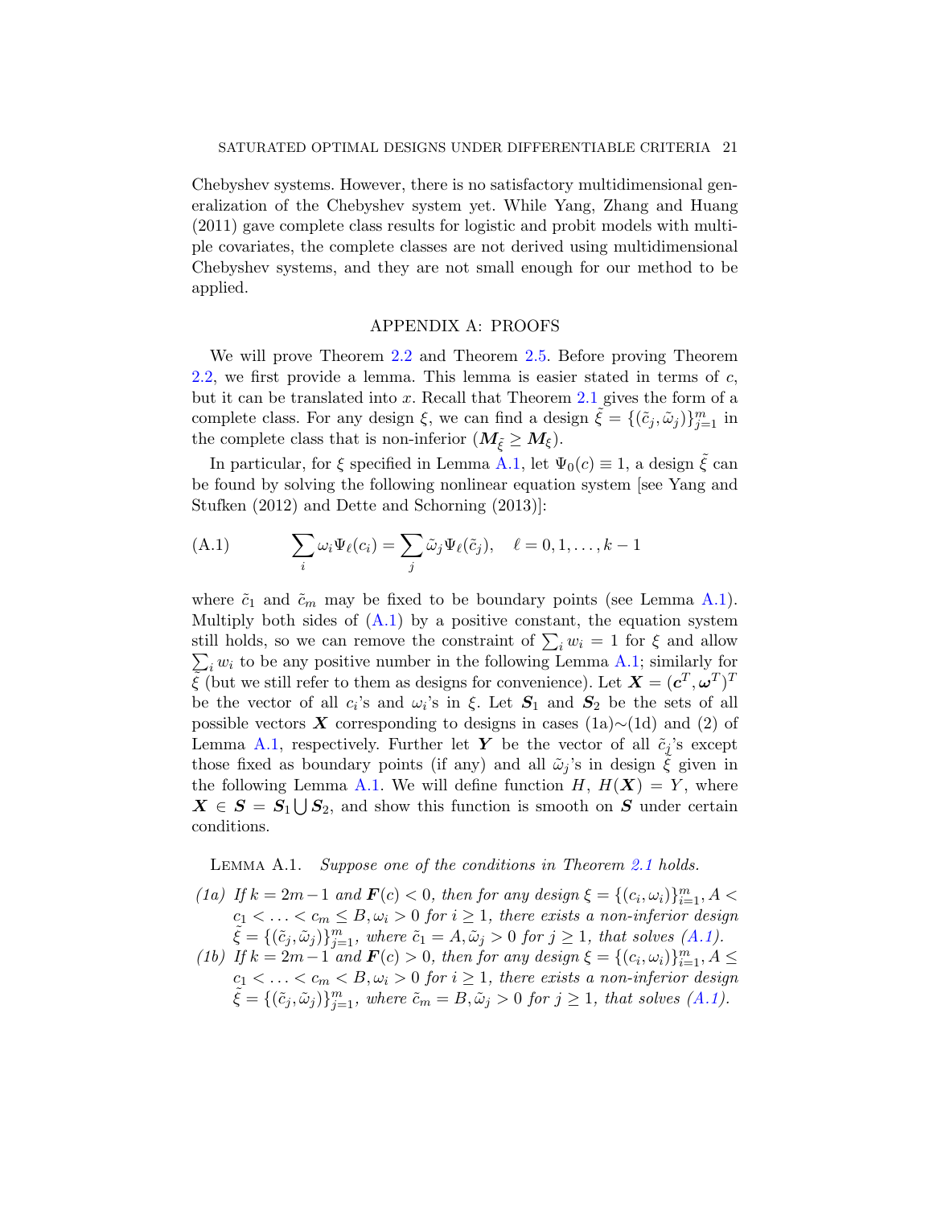Chebyshev systems. However, there is no satisfactory multidimensional generalization of the Chebyshev system yet. While Yang, Zhang and Huang (2011) gave complete class results for logistic and probit models with multiple covariates, the complete classes are not derived using multidimensional Chebyshev systems, and they are not small enough for our method to be applied.

## APPENDIX A: PROOFS

We will prove Theorem 2.2 and Theorem 2.5. Before proving Theorem 2.2, we first provide a lemma. This lemma is easier stated in terms of $c$, but it can be translated into $x$. Recall that Theorem 2.1 gives the form of a complete class. For any design $\xi$, we can find a design $\tilde{\xi} = \{(\tilde{c}_j, \tilde{\omega}_j)\}_{j=1}^m$ in the complete class that is non-inferior ($\boldsymbol{M}_{\tilde{\xi}} \geq \boldsymbol{M}_\xi$).

In particular, for $\xi$ specified in Lemma A.1, let $\Psi_0(c) \equiv 1$, a design $\tilde{\xi}$ can be found by solving the following nonlinear equation system [see Yang and Stufken (2012) and Dette and Schorning (2013)]:

$$
\sum_i \omega_i \Psi_\ell(c_i) = \sum_j \tilde{\omega}_j \Psi_\ell(\tilde{c}_j), \quad \ell = 0, 1, \ldots, k-1 \tag{A.1}
$$

where $\tilde{c}_1$ and $\tilde{c}_m$ may be fixed to be boundary points (see Lemma A.1). Multiply both sides of (A.1) by a positive constant, the equation system still holds, so we can remove the constraint of $\sum_i w_i = 1$ for $\xi$ and allow $\sum_i w_i$ to be any positive number in the following Lemma A.1; similarly for $\tilde{\xi}$ (but we still refer to them as designs for convenience). Let $\boldsymbol{X} = (\boldsymbol{c}^T, \boldsymbol{\omega}^T)^T$ be the vector of all $c_i$'s and $\omega_i$'s in $\xi$. Let $\boldsymbol{S}_1$ and $\boldsymbol{S}_2$ be the sets of all possible vectors $\boldsymbol{X}$ corresponding to designs in cases (1a)$\sim$(1d) and (2) of Lemma A.1, respectively. Further let $\boldsymbol{Y}$ be the vector of all $\tilde{c}_j$'s except those fixed as boundary points (if any) and all $\tilde{\omega}_j$'s in design $\tilde{\xi}$ given in the following Lemma A.1. We will define function $H$, $H(\boldsymbol{X}) = Y$, where $\boldsymbol{X} \in \boldsymbol{S} = \boldsymbol{S}_1 \bigcup \boldsymbol{S}_2$, and show this function is smooth on $\boldsymbol{S}$ under certain conditions.

LEMMA A.1. *Suppose one of the conditions in Theorem 2.1 holds.*

*(1a) If $k = 2m-1$ and $\boldsymbol{F}(c) < 0$, then for any design $\xi = \{(c_i, \omega_i)\}_{i=1}^m, A < c_1 < \ldots < c_m \leq B, \omega_i > 0$ for $i \geq 1$, there exists a non-inferior design $\tilde{\xi} = \{(\tilde{c}_j, \tilde{\omega}_j)\}_{j=1}^m$, where $\tilde{c}_1 = A, \tilde{\omega}_j > 0$ for $j \geq 1$, that solves (A.1).*

*(1b) If $k = 2m-1$ and $\boldsymbol{F}(c) > 0$, then for any design $\xi = \{(c_i, \omega_i)\}_{i=1}^m, A \leq c_1 < \ldots < c_m < B, \omega_i > 0$ for $i \geq 1$, there exists a non-inferior design $\tilde{\xi} = \{(\tilde{c}_j, \tilde{\omega}_j)\}_{j=1}^m$, where $\tilde{c}_m = B, \tilde{\omega}_j > 0$ for $j \geq 1$, that solves (A.1).*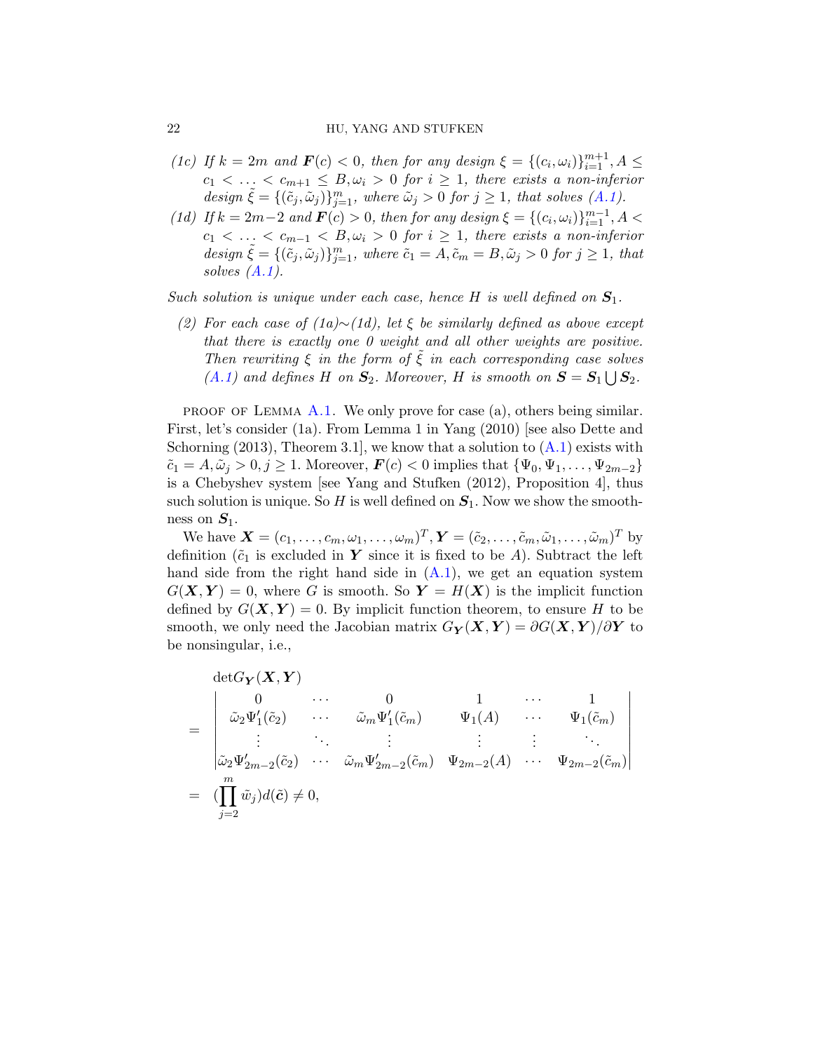*(1c) If $k = 2m$ and $\boldsymbol{F}(c) < 0$, then for any design $\xi = \{(c_i, \omega_i)\}_{i=1}^{m+1}, A \le c_1 < \ldots < c_{m+1} \le B, \omega_i > 0$ for $i \ge 1$, there exists a non-inferior design $\tilde{\xi} = \{(\tilde{c}_j, \tilde{\omega}_j)\}_{j=1}^{m}$, where $\tilde{\omega}_j > 0$ for $j \ge 1$, that solves (A.1).*

*(1d) If $k = 2m-2$ and $\boldsymbol{F}(c) > 0$, then for any design $\xi = \{(c_i, \omega_i)\}_{i=1}^{m-1}, A < c_1 < \ldots < c_{m-1} < B, \omega_i > 0$ for $i \ge 1$, there exists a non-inferior design $\tilde{\xi} = \{(\tilde{c}_j, \tilde{\omega}_j)\}_{j=1}^{m}$, where $\tilde{c}_1 = A, \tilde{c}_m = B, \tilde{\omega}_j > 0$ for $j \ge 1$, that solves (A.1).*

*Such solution is unique under each case, hence $H$ is well defined on $\boldsymbol{S}_1$.*

*(2) For each case of (1a)~(1d), let $\xi$ be similarly defined as above except that there is exactly one 0 weight and all other weights are positive. Then rewriting $\xi$ in the form of $\tilde{\xi}$ in each corresponding case solves (A.1) and defines $H$ on $\boldsymbol{S}_2$. Moreover, $H$ is smooth on $\boldsymbol{S} = \boldsymbol{S}_1 \bigcup \boldsymbol{S}_2$.*

Proof of Lemma A.1. We only prove for case (a), others being similar. First, let's consider (1a). From Lemma 1 in Yang (2010) [see also Dette and Schorning (2013), Theorem 3.1], we know that a solution to (A.1) exists with $\tilde{c}_1 = A, \tilde{\omega}_j > 0, j \ge 1$. Moreover, $\boldsymbol{F}(c) < 0$ implies that $\{\Psi_0, \Psi_1, \ldots, \Psi_{2m-2}\}$ is a Chebyshev system [see Yang and Stufken (2012), Proposition 4], thus such solution is unique. So $H$ is well defined on $\boldsymbol{S}_1$. Now we show the smoothness on $\boldsymbol{S}_1$.

We have $\boldsymbol{X} = (c_1, \ldots, c_m, \omega_1, \ldots, \omega_m)^T, \boldsymbol{Y} = (\tilde{c}_2, \ldots, \tilde{c}_m, \tilde{\omega}_1, \ldots, \tilde{\omega}_m)^T$ by definition ($\tilde{c}_1$ is excluded in $\boldsymbol{Y}$ since it is fixed to be $A$). Subtract the left hand side from the right hand side in (A.1), we get an equation system $G(\boldsymbol{X}, \boldsymbol{Y}) = 0$, where $G$ is smooth. So $\boldsymbol{Y} = H(\boldsymbol{X})$ is the implicit function defined by $G(\boldsymbol{X}, \boldsymbol{Y}) = 0$. By implicit function theorem, to ensure $H$ to be smooth, we only need the Jacobian matrix $G_{\boldsymbol{Y}}(\boldsymbol{X}, \boldsymbol{Y}) = \partial G(\boldsymbol{X}, \boldsymbol{Y})/\partial \boldsymbol{Y}$ to be nonsingular, i.e.,

$$
\begin{aligned}
&\det G_{\boldsymbol{Y}}(\boldsymbol{X}, \boldsymbol{Y}) \\
=& \begin{vmatrix}
0 & \cdots & 0 & 1 & \cdots & 1 \\
\tilde{\omega}_2 \Psi_1'(\tilde{c}_2) & \cdots & \tilde{\omega}_m \Psi_1'(\tilde{c}_m) & \Psi_1(A) & \cdots & \Psi_1(\tilde{c}_m) \\
\vdots & \ddots & \vdots & \vdots & \vdots & \ddots \\
\tilde{\omega}_2 \Psi_{2m-2}'(\tilde{c}_2) & \cdots & \tilde{\omega}_m \Psi_{2m-2}'(\tilde{c}_m) & \Psi_{2m-2}(A) & \cdots & \Psi_{2m-2}(\tilde{c}_m)
\end{vmatrix} \\
=& \left(\prod_{j=2}^{m} \tilde{\omega}_j\right) d(\tilde{\boldsymbol{c}}) \neq 0,
\end{aligned}
$$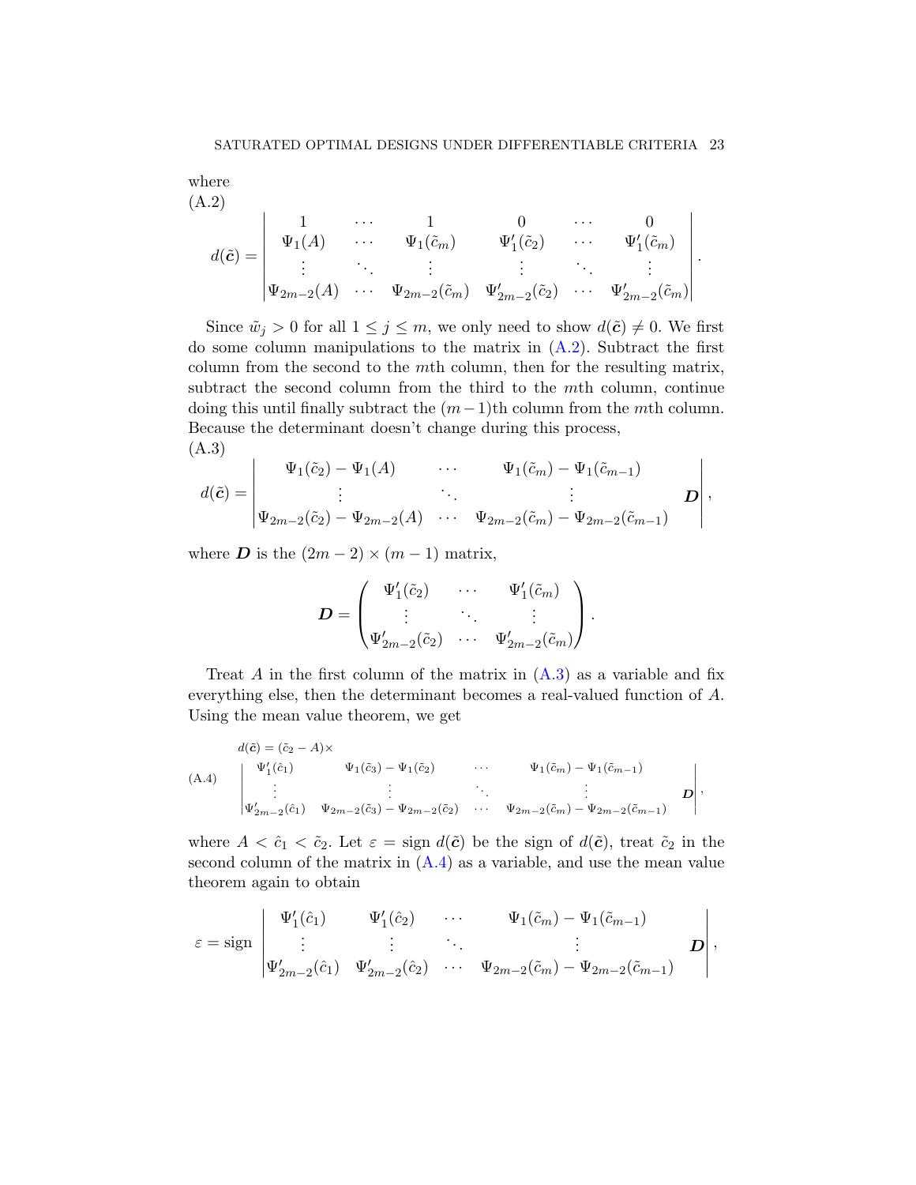where

(A.2)

$$
d(\tilde{\boldsymbol{c}}) = \begin{vmatrix} 1 & \cdots & 1 & 0 & \cdots & 0 \\ \Psi_1(A) & \cdots & \Psi_1(\tilde{c}_m) & \Psi_1'(\tilde{c}_2) & \cdots & \Psi_1'(\tilde{c}_m) \\ \vdots & \ddots & \vdots & \vdots & \ddots & \vdots \\ \Psi_{2m-2}(A) & \cdots & \Psi_{2m-2}(\tilde{c}_m) & \Psi_{2m-2}'(\tilde{c}_2) & \cdots & \Psi_{2m-2}'(\tilde{c}_m) \end{vmatrix}.
$$

Since $\tilde{w}_j > 0$ for all $1 \leq j \leq m$, we only need to show $d(\tilde{\boldsymbol{c}}) \neq 0$. We first do some column manipulations to the matrix in (A.2). Subtract the first column from the second to the $m$th column, then for the resulting matrix, subtract the second column from the third to the $m$th column, continue doing this until finally subtract the $(m-1)$th column from the $m$th column. Because the determinant doesn't change during this process,

(A.3)

$$
d(\tilde{\boldsymbol{c}}) = \begin{vmatrix} \Psi_1(\tilde{c}_2) - \Psi_1(A) & \cdots & \Psi_1(\tilde{c}_m) - \Psi_1(\tilde{c}_{m-1}) & \\ \vdots & \ddots & \vdots & \boldsymbol{D} \\ \Psi_{2m-2}(\tilde{c}_2) - \Psi_{2m-2}(A) & \cdots & \Psi_{2m-2}(\tilde{c}_m) - \Psi_{2m-2}(\tilde{c}_{m-1}) & \end{vmatrix},
$$

where $\boldsymbol{D}$ is the $(2m-2) \times (m-1)$ matrix,

$$
\boldsymbol{D} = \begin{pmatrix} \Psi_1'(\tilde{c}_2) & \cdots & \Psi_1'(\tilde{c}_m) \\ \vdots & \ddots & \vdots \\ \Psi_{2m-2}'(\tilde{c}_2) & \cdots & \Psi_{2m-2}'(\tilde{c}_m) \end{pmatrix}.
$$

Treat $A$ in the first column of the matrix in (A.3) as a variable and fix everything else, then the determinant becomes a real-valued function of $A$. Using the mean value theorem, we get

(A.4)

$$
d(\tilde{\boldsymbol{c}}) = (\tilde{c}_2 - A) \times \begin{vmatrix} \Psi_1'(\hat{c}_1) & \Psi_1(\tilde{c}_3) - \Psi_1(\tilde{c}_2) & \cdots & \Psi_1(\tilde{c}_m) - \Psi_1(\tilde{c}_{m-1}) & \\ \vdots & \vdots & \ddots & \vdots & \boldsymbol{D} \\ \Psi_{2m-2}'(\hat{c}_1) & \Psi_{2m-2}(\tilde{c}_3) - \Psi_{2m-2}(\tilde{c}_2) & \cdots & \Psi_{2m-2}(\tilde{c}_m) - \Psi_{2m-2}(\tilde{c}_{m-1}) & \end{vmatrix},
$$

where $A < \hat{c}_1 < \tilde{c}_2$. Let $\varepsilon = \operatorname{sign} d(\tilde{\boldsymbol{c}})$ be the sign of $d(\tilde{\boldsymbol{c}})$, treat $\tilde{c}_2$ in the second column of the matrix in (A.4) as a variable, and use the mean value theorem again to obtain

$$
\varepsilon = \operatorname{sign} \begin{vmatrix} \Psi_1'(\hat{c}_1) & \Psi_1'(\hat{c}_2) & \cdots & \Psi_1(\tilde{c}_m) - \Psi_1(\tilde{c}_{m-1}) & \\ \vdots & \vdots & \ddots & \vdots & \boldsymbol{D} \\ \Psi_{2m-2}'(\hat{c}_1) & \Psi_{2m-2}'(\hat{c}_2) & \cdots & \Psi_{2m-2}(\tilde{c}_m) - \Psi_{2m-2}(\tilde{c}_{m-1}) & \end{vmatrix},
$$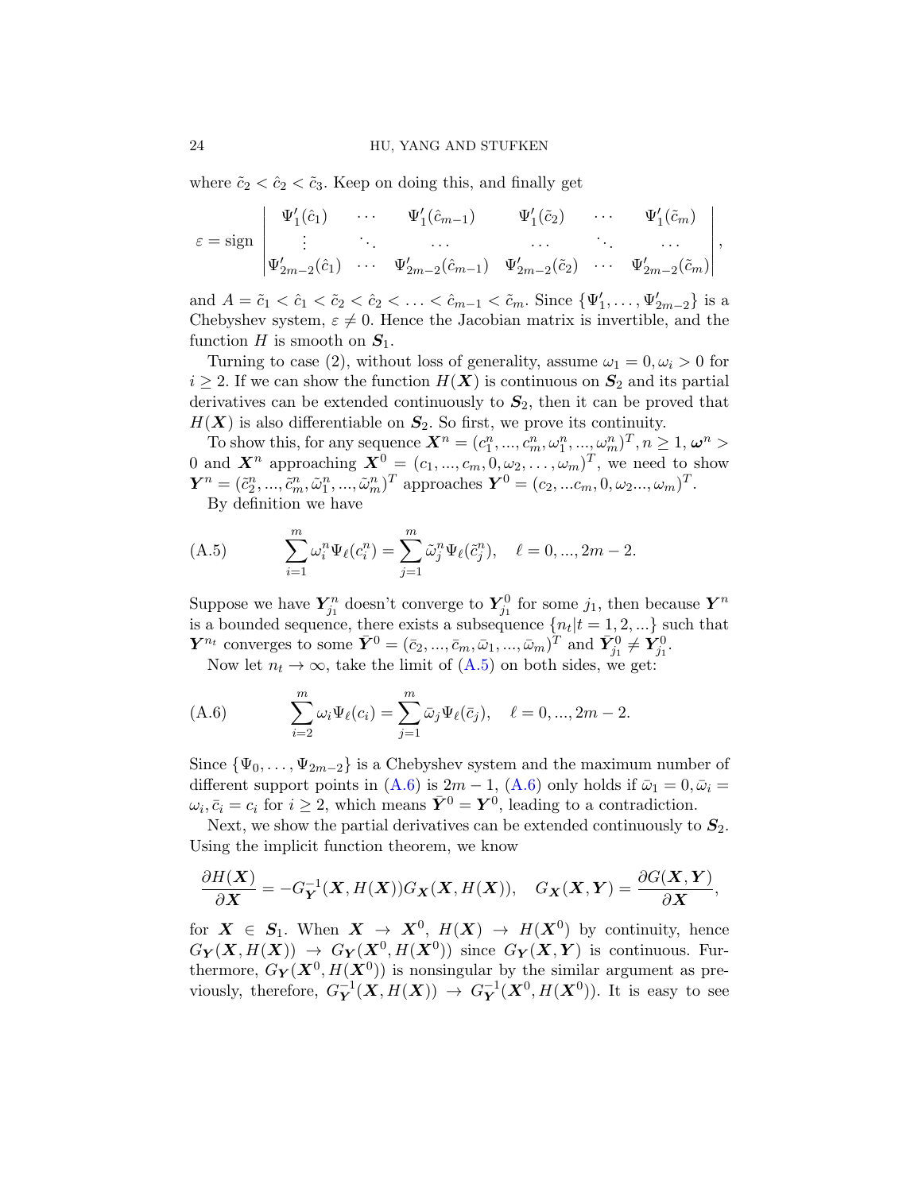where $\tilde{c}_2 < \hat{c}_2 < \tilde{c}_3$. Keep on doing this, and finally get

$$\varepsilon = \text{sign}\begin{vmatrix} \Psi_1'(\hat{c}_1) & \cdots & \Psi_1'(\hat{c}_{m-1}) & \Psi_1'(\tilde{c}_2) & \cdots & \Psi_1'(\tilde{c}_m) \\ \vdots & \ddots & \cdots & \cdots & \ddots & \cdots \\ \Psi_{2m-2}'(\hat{c}_1) & \cdots & \Psi_{2m-2}'(\hat{c}_{m-1}) & \Psi_{2m-2}'(\tilde{c}_2) & \cdots & \Psi_{2m-2}'(\tilde{c}_m) \end{vmatrix},$$

and $A = \tilde{c}_1 < \hat{c}_1 < \tilde{c}_2 < \hat{c}_2 < \ldots < \hat{c}_{m-1} < \tilde{c}_m$. Since $\{\Psi_1', \ldots, \Psi_{2m-2}'\}$ is a Chebyshev system, $\varepsilon \neq 0$. Hence the Jacobian matrix is invertible, and the function $H$ is smooth on $\boldsymbol{S}_1$.

Turning to case (2), without loss of generality, assume $\omega_1 = 0, \omega_i > 0$ for $i \geq 2$. If we can show the function $H(\boldsymbol{X})$ is continuous on $\boldsymbol{S}_2$ and its partial derivatives can be extended continuously to $\boldsymbol{S}_2$, then it can be proved that $H(\boldsymbol{X})$ is also differentiable on $\boldsymbol{S}_2$. So first, we prove its continuity.

To show this, for any sequence $\boldsymbol{X}^n = (c_1^n, ..., c_m^n, \omega_1^n, ..., \omega_m^n)^T, n \geq 1, \boldsymbol{\omega}^n > 0$ and $\boldsymbol{X}^n$ approaching $\boldsymbol{X}^0 = (c_1, ..., c_m, 0, \omega_2, \ldots, \omega_m)^T$, we need to show $\boldsymbol{Y}^n = (\tilde{c}_2^n, ..., \tilde{c}_m^n, \tilde{\omega}_1^n, ..., \tilde{\omega}_m^n)^T$ approaches $\boldsymbol{Y}^0 = (c_2, ...c_m, 0, \omega_2..., \omega_m)^T$.

By definition we have

$$\sum_{i=1}^{m} \omega_i^n \Psi_\ell(c_i^n) = \sum_{j=1}^{m} \tilde{\omega}_j^n \Psi_\ell(\tilde{c}_j^n), \quad \ell = 0, ..., 2m-2. \tag{A.5}$$

Suppose we have $\boldsymbol{Y}_{j_1}^n$ doesn't converge to $\boldsymbol{Y}_{j_1}^0$ for some $j_1$, then because $\boldsymbol{Y}^n$ is a bounded sequence, there exists a subsequence $\{n_t | t = 1, 2, ...\}$ such that $\boldsymbol{Y}^{n_t}$ converges to some $\bar{\boldsymbol{Y}}^0 = (\bar{c}_2, ..., \bar{c}_m, \bar{\omega}_1, ..., \bar{\omega}_m)^T$ and $\bar{\boldsymbol{Y}}_{j_1}^0 \neq \boldsymbol{Y}_{j_1}^0$.

Now let $n_t \to \infty$, take the limit of (A.5) on both sides, we get:

$$\sum_{i=2}^{m} \omega_i \Psi_\ell(c_i) = \sum_{j=1}^{m} \bar{\omega}_j \Psi_\ell(\bar{c}_j), \quad \ell = 0, ..., 2m-2. \tag{A.6}$$

Since $\{\Psi_0, \ldots, \Psi_{2m-2}\}$ is a Chebyshev system and the maximum number of different support points in (A.6) is $2m-1$, (A.6) only holds if $\bar{\omega}_1 = 0, \bar{\omega}_i = \omega_i, \bar{c}_i = c_i$ for $i \geq 2$, which means $\bar{\boldsymbol{Y}}^0 = \boldsymbol{Y}^0$, leading to a contradiction.

Next, we show the partial derivatives can be extended continuously to $\boldsymbol{S}_2$. Using the implicit function theorem, we know

$$\frac{\partial H(\boldsymbol{X})}{\partial \boldsymbol{X}} = -G_{\boldsymbol{Y}}^{-1}(\boldsymbol{X}, H(\boldsymbol{X})) G_{\boldsymbol{X}}(\boldsymbol{X}, H(\boldsymbol{X})), \quad G_{\boldsymbol{X}}(\boldsymbol{X}, \boldsymbol{Y}) = \frac{\partial G(\boldsymbol{X}, \boldsymbol{Y})}{\partial \boldsymbol{X}},$$

for $\boldsymbol{X} \in \boldsymbol{S}_1$. When $\boldsymbol{X} \to \boldsymbol{X}^0$, $H(\boldsymbol{X}) \to H(\boldsymbol{X}^0)$ by continuity, hence $G_{\boldsymbol{Y}}(\boldsymbol{X}, H(\boldsymbol{X})) \to G_{\boldsymbol{Y}}(\boldsymbol{X}^0, H(\boldsymbol{X}^0))$ since $G_{\boldsymbol{Y}}(\boldsymbol{X}, \boldsymbol{Y})$ is continuous. Furthermore, $G_{\boldsymbol{Y}}(\boldsymbol{X}^0, H(\boldsymbol{X}^0))$ is nonsingular by the similar argument as previously, therefore, $G_{\boldsymbol{Y}}^{-1}(\boldsymbol{X}, H(\boldsymbol{X})) \to G_{\boldsymbol{Y}}^{-1}(\boldsymbol{X}^0, H(\boldsymbol{X}^0))$. It is easy to see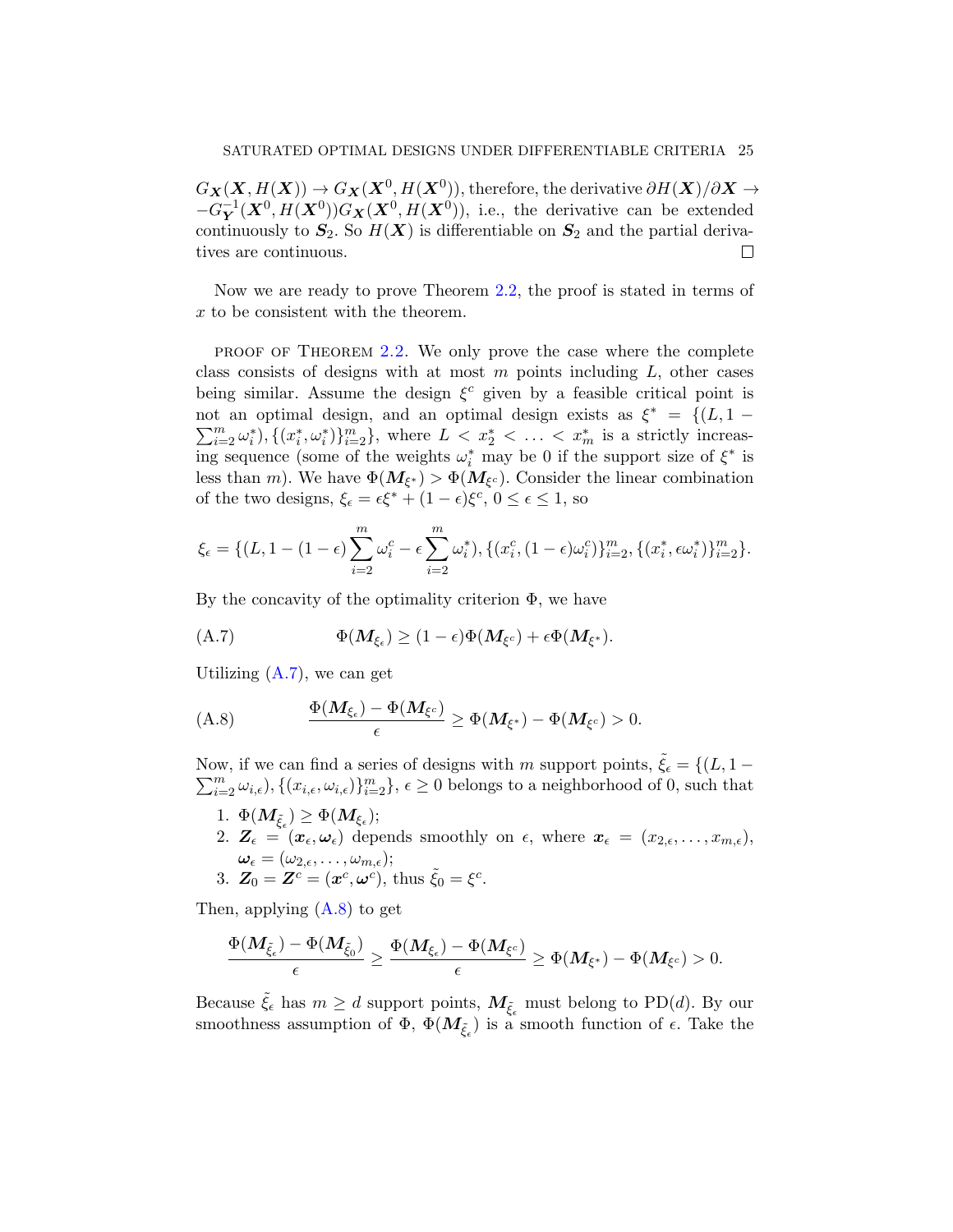$G_{\boldsymbol{X}}(\boldsymbol{X}, H(\boldsymbol{X})) \to G_{\boldsymbol{X}}(\boldsymbol{X}^0, H(\boldsymbol{X}^0))$, therefore, the derivative $\partial H(\boldsymbol{X})/\partial \boldsymbol{X} \to -G_{\boldsymbol{Y}}^{-1}(\boldsymbol{X}^0, H(\boldsymbol{X}^0))G_{\boldsymbol{X}}(\boldsymbol{X}^0, H(\boldsymbol{X}^0))$, i.e., the derivative can be extended continuously to $\boldsymbol{S}_2$. So $H(\boldsymbol{X})$ is differentiable on $\boldsymbol{S}_2$ and the partial derivatives are continuous. □

Now we are ready to prove Theorem 2.2, the proof is stated in terms of $x$ to be consistent with the theorem.

PROOF OF THEOREM 2.2. We only prove the case where the complete class consists of designs with at most $m$ points including $L$, other cases being similar. Assume the design $\xi^c$ given by a feasible critical point is not an optimal design, and an optimal design exists as $\xi^* = \{(L, 1 - \sum_{i=2}^m \omega_i^*), \{(x_i^*, \omega_i^*)\}_{i=2}^m\}$, where $L < x_2^* < \ldots < x_m^*$ is a strictly increasing sequence (some of the weights $\omega_i^*$ may be 0 if the support size of $\xi^*$ is less than $m$). We have $\Phi(\boldsymbol{M}_{\xi^*}) > \Phi(\boldsymbol{M}_{\xi^c})$. Consider the linear combination of the two designs, $\xi_\epsilon = \epsilon\xi^* + (1-\epsilon)\xi^c$, $0 \le \epsilon \le 1$, so

$$\xi_\epsilon = \{(L, 1 - (1-\epsilon)\sum_{i=2}^m \omega_i^c - \epsilon \sum_{i=2}^m \omega_i^*), \{(x_i^c, (1-\epsilon)\omega_i^c)\}_{i=2}^m, \{(x_i^*, \epsilon\omega_i^*)\}_{i=2}^m\}.$$

By the concavity of the optimality criterion $\Phi$, we have

$$\Phi(\boldsymbol{M}_{\xi_\epsilon}) \ge (1-\epsilon)\Phi(\boldsymbol{M}_{\xi^c}) + \epsilon\Phi(\boldsymbol{M}_{\xi^*}). \tag{A.7}$$

Utilizing (A.7), we can get

$$\frac{\Phi(\boldsymbol{M}_{\xi_\epsilon}) - \Phi(\boldsymbol{M}_{\xi^c})}{\epsilon} \ge \Phi(\boldsymbol{M}_{\xi^*}) - \Phi(\boldsymbol{M}_{\xi^c}) > 0. \tag{A.8}$$

Now, if we can find a series of designs with $m$ support points, $\tilde{\xi}_\epsilon = \{(L, 1 - \sum_{i=2}^m \omega_{i,\epsilon}), \{(x_{i,\epsilon}, \omega_{i,\epsilon})\}_{i=2}^m\}$, $\epsilon \ge 0$ belongs to a neighborhood of 0, such that

1. $\Phi(\boldsymbol{M}_{\tilde{\xi}_\epsilon}) \ge \Phi(\boldsymbol{M}_{\xi_\epsilon})$;
2. $\boldsymbol{Z}_\epsilon = (\boldsymbol{x}_\epsilon, \boldsymbol{\omega}_\epsilon)$ depends smoothly on $\epsilon$, where $\boldsymbol{x}_\epsilon = (x_{2,\epsilon}, \ldots, x_{m,\epsilon})$, $\boldsymbol{\omega}_\epsilon = (\omega_{2,\epsilon}, \ldots, \omega_{m,\epsilon})$;
3. $\boldsymbol{Z}_0 = \boldsymbol{Z}^c = (\boldsymbol{x}^c, \boldsymbol{\omega}^c)$, thus $\tilde{\xi}_0 = \xi^c$.

Then, applying (A.8) to get

$$\frac{\Phi(\boldsymbol{M}_{\tilde{\xi}_\epsilon}) - \Phi(\boldsymbol{M}_{\tilde{\xi}_0})}{\epsilon} \ge \frac{\Phi(\boldsymbol{M}_{\xi_\epsilon}) - \Phi(\boldsymbol{M}_{\xi^c})}{\epsilon} \ge \Phi(\boldsymbol{M}_{\xi^*}) - \Phi(\boldsymbol{M}_{\xi^c}) > 0.$$

Because $\tilde{\xi}_\epsilon$ has $m \ge d$ support points, $\boldsymbol{M}_{\tilde{\xi}_\epsilon}$ must belong to PD($d$). By our smoothness assumption of $\Phi$, $\Phi(\boldsymbol{M}_{\tilde{\xi}_\epsilon})$ is a smooth function of $\epsilon$. Take the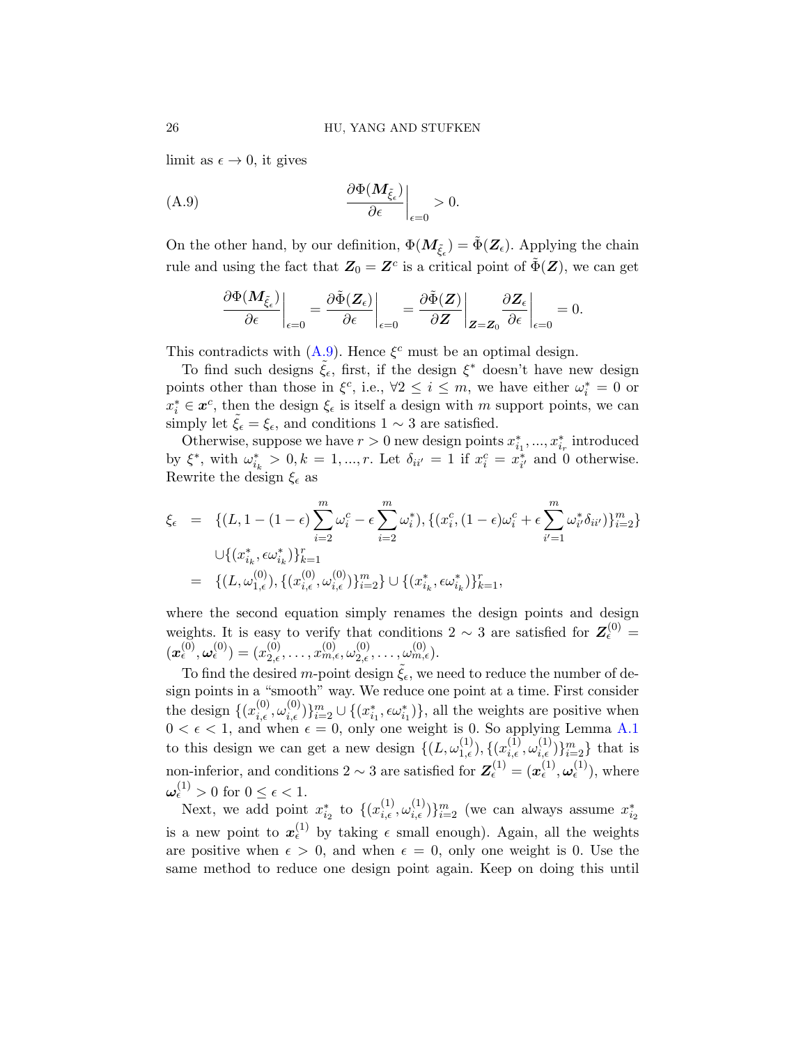limit as $\epsilon \to 0$, it gives

$$\left.\frac{\partial \Phi(\boldsymbol{M}_{\tilde{\xi}_\epsilon})}{\partial \epsilon}\right|_{\epsilon=0} > 0. \tag{A.9}$$

On the other hand, by our definition, $\Phi(\boldsymbol{M}_{\tilde{\xi}_\epsilon}) = \tilde{\Phi}(\boldsymbol{Z}_\epsilon)$. Applying the chain rule and using the fact that $\boldsymbol{Z}_0 = \boldsymbol{Z}^c$ is a critical point of $\tilde{\Phi}(\boldsymbol{Z})$, we can get

$$\left.\frac{\partial \Phi(\boldsymbol{M}_{\tilde{\xi}_\epsilon})}{\partial \epsilon}\right|_{\epsilon=0} = \left.\frac{\partial \tilde{\Phi}(\boldsymbol{Z}_\epsilon)}{\partial \epsilon}\right|_{\epsilon=0} = \left.\frac{\partial \tilde{\Phi}(\boldsymbol{Z})}{\partial \boldsymbol{Z}}\right|_{\boldsymbol{Z}=\boldsymbol{Z}_0} \left.\frac{\partial \boldsymbol{Z}_\epsilon}{\partial \epsilon}\right|_{\epsilon=0} = 0.$$

This contradicts with (A.9). Hence $\xi^c$ must be an optimal design.

To find such designs $\tilde{\xi}_\epsilon$, first, if the design $\xi^*$ doesn't have new design points other than those in $\xi^c$, i.e., $\forall 2 \le i \le m$, we have either $\omega_i^* = 0$ or $x_i^* \in \boldsymbol{x}^c$, then the design $\xi_\epsilon$ is itself a design with $m$ support points, we can simply let $\tilde{\xi}_\epsilon = \xi_\epsilon$, and conditions $1 \sim 3$ are satisfied.

Otherwise, suppose we have $r > 0$ new design points $x_{i_1}^*, ..., x_{i_r}^*$ introduced by $\xi^*$, with $\omega_{i_k}^* > 0, k = 1, ..., r$. Let $\delta_{ii'} = 1$ if $x_i^c = x_{i'}^*$ and 0 otherwise. Rewrite the design $\xi_\epsilon$ as

$$\begin{aligned}
\xi_\epsilon &= \{(L, 1-(1-\epsilon)\sum_{i=2}^m \omega_i^c - \epsilon \sum_{i=2}^m \omega_i^*), \{(x_i^c, (1-\epsilon)\omega_i^c + \epsilon \sum_{i'=1}^m \omega_{i'}^* \delta_{ii'})\}_{i=2}^m\} \\
&\quad \cup \{(x_{i_k}^*, \epsilon \omega_{i_k}^*)\}_{k=1}^r \\
&= \{(L, \omega_{1,\epsilon}^{(0)}), \{(x_{i,\epsilon}^{(0)}, \omega_{i,\epsilon}^{(0)})\}_{i=2}^m\} \cup \{(x_{i_k}^*, \epsilon \omega_{i_k}^*)\}_{k=1}^r,
\end{aligned}$$

where the second equation simply renames the design points and design weights. It is easy to verify that conditions $2 \sim 3$ are satisfied for $\boldsymbol{Z}_\epsilon^{(0)} = (\boldsymbol{x}_\epsilon^{(0)}, \boldsymbol{\omega}_\epsilon^{(0)}) = (x_{2,\epsilon}^{(0)}, \ldots, x_{m,\epsilon}^{(0)}, \omega_{2,\epsilon}^{(0)}, \ldots, \omega_{m,\epsilon}^{(0)})$.

To find the desired $m$-point design $\tilde{\xi}_\epsilon$, we need to reduce the number of design points in a "smooth" way. We reduce one point at a time. First consider the design $\{(x_{i,\epsilon}^{(0)}, \omega_{i,\epsilon}^{(0)})\}_{i=2}^m \cup \{(x_{i_1}^*, \epsilon \omega_{i_1}^*)\}$, all the weights are positive when $0 < \epsilon < 1$, and when $\epsilon = 0$, only one weight is 0. So applying Lemma A.1 to this design we can get a new design $\{(L, \omega_{1,\epsilon}^{(1)}), \{(x_{i,\epsilon}^{(1)}, \omega_{i,\epsilon}^{(1)})\}_{i=2}^m\}$ that is non-inferior, and conditions $2 \sim 3$ are satisfied for $\boldsymbol{Z}_\epsilon^{(1)} = (\boldsymbol{x}_\epsilon^{(1)}, \boldsymbol{\omega}_\epsilon^{(1)})$, where $\boldsymbol{\omega}_\epsilon^{(1)} > 0$ for $0 \le \epsilon < 1$.

Next, we add point $x_{i_2}^*$ to $\{(x_{i,\epsilon}^{(1)}, \omega_{i,\epsilon}^{(1)})\}_{i=2}^m$ (we can always assume $x_{i_2}^*$ is a new point to $\boldsymbol{x}_\epsilon^{(1)}$ by taking $\epsilon$ small enough). Again, all the weights are positive when $\epsilon > 0$, and when $\epsilon = 0$, only one weight is 0. Use the same method to reduce one design point again. Keep on doing this until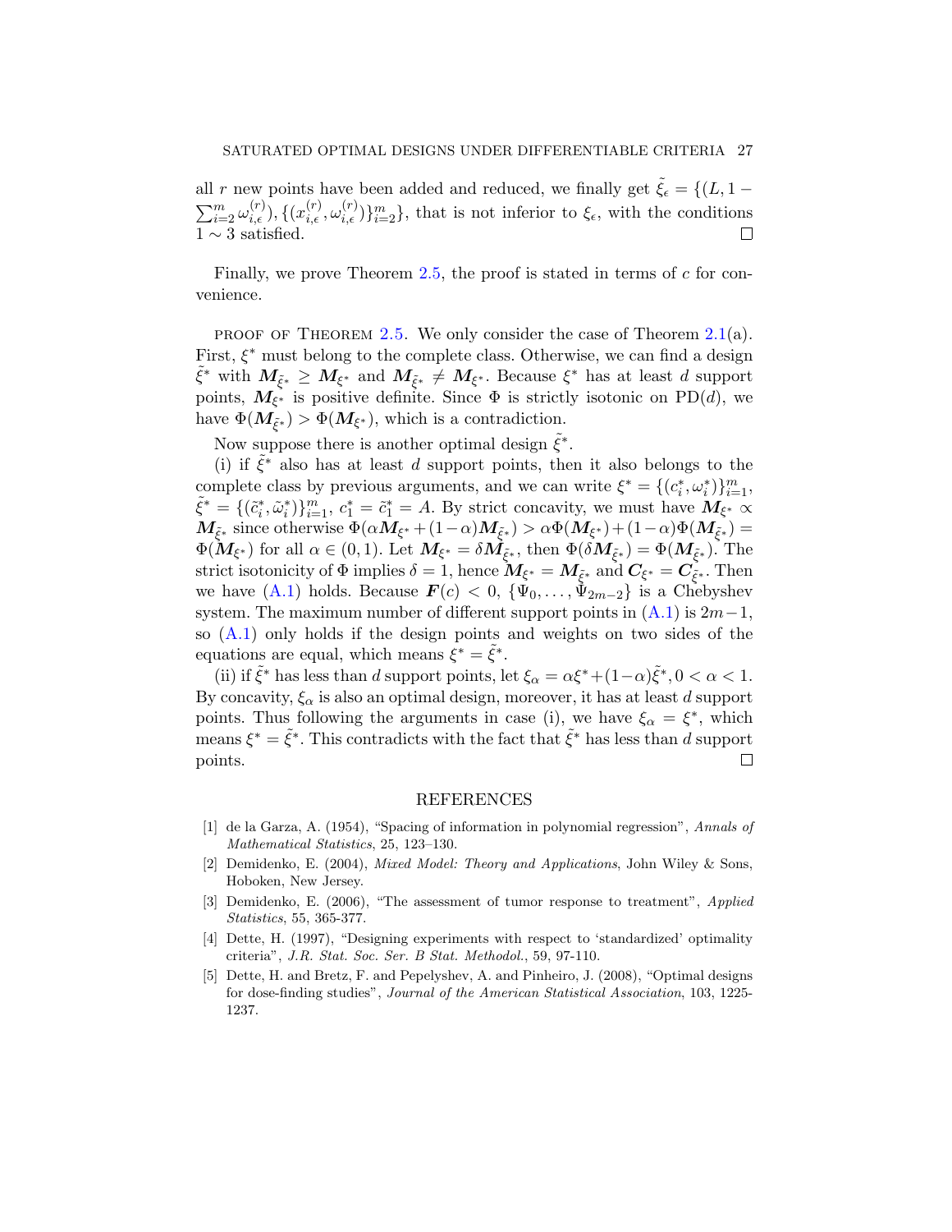all $r$ new points have been added and reduced, we finally get $\tilde{\xi}_\epsilon = \{(L, 1 - \sum_{i=2}^m \omega_{i,\epsilon}^{(r)}), \{(x_{i,\epsilon}^{(r)}, \omega_{i,\epsilon}^{(r)})\}_{i=2}^m\}$, that is not inferior to $\xi_\epsilon$, with the conditions $1 \sim 3$ satisfied. □

Finally, we prove Theorem 2.5, the proof is stated in terms of $c$ for convenience.

PROOF OF THEOREM 2.5. We only consider the case of Theorem 2.1(a). First, $\xi^*$ must belong to the complete class. Otherwise, we can find a design $\tilde{\xi}^*$ with $\boldsymbol{M}_{\tilde{\xi}^*} \geq \boldsymbol{M}_{\xi^*}$ and $\boldsymbol{M}_{\tilde{\xi}^*} \neq \boldsymbol{M}_{\xi^*}$. Because $\xi^*$ has at least $d$ support points, $\boldsymbol{M}_{\xi^*}$ is positive definite. Since $\Phi$ is strictly isotonic on PD($d$), we have $\Phi(\boldsymbol{M}_{\tilde{\xi}^*}) > \Phi(\boldsymbol{M}_{\xi^*})$, which is a contradiction.

Now suppose there is another optimal design $\tilde{\xi}^*$.

(i) if $\tilde{\xi}^*$ also has at least $d$ support points, then it also belongs to the complete class by previous arguments, and we can write $\xi^* = \{(c_i^*, \omega_i^*)\}_{i=1}^m$, $\tilde{\xi}^* = \{(\tilde{c}_i^*, \tilde{\omega}_i^*)\}_{i=1}^m$, $c_1^* = \tilde{c}_1^* = A$. By strict concavity, we must have $\boldsymbol{M}_{\xi^*} \propto \boldsymbol{M}_{\tilde{\xi}^*}$ since otherwise $\Phi(\alpha \boldsymbol{M}_{\xi^*} + (1-\alpha)\boldsymbol{M}_{\tilde{\xi}^*}) > \alpha\Phi(\boldsymbol{M}_{\xi^*}) + (1-\alpha)\Phi(\boldsymbol{M}_{\tilde{\xi}^*}) = \Phi(\boldsymbol{M}_{\xi^*})$ for all $\alpha \in (0,1)$. Let $\boldsymbol{M}_{\xi^*} = \delta \boldsymbol{M}_{\tilde{\xi}^*}$, then $\Phi(\delta \boldsymbol{M}_{\tilde{\xi}^*}) = \Phi(\boldsymbol{M}_{\tilde{\xi}^*})$. The strict isotonicity of $\Phi$ implies $\delta = 1$, hence $\boldsymbol{M}_{\xi^*} = \boldsymbol{M}_{\tilde{\xi}^*}$ and $\boldsymbol{C}_{\xi^*} = \boldsymbol{C}_{\tilde{\xi}^*}$. Then we have (A.1) holds. Because $\boldsymbol{F}(c) < 0$, $\{\Psi_0, \ldots, \Psi_{2m-2}\}$ is a Chebyshev system. The maximum number of different support points in (A.1) is $2m-1$, so (A.1) only holds if the design points and weights on two sides of the equations are equal, which means $\xi^* = \tilde{\xi}^*$.

(ii) if $\tilde{\xi}^*$ has less than $d$ support points, let $\xi_\alpha = \alpha\xi^* + (1-\alpha)\tilde{\xi}^*, 0 < \alpha < 1$. By concavity, $\xi_\alpha$ is also an optimal design, moreover, it has at least $d$ support points. Thus following the arguments in case (i), we have $\xi_\alpha = \xi^*$, which means $\xi^* = \tilde{\xi}^*$. This contradicts with the fact that $\tilde{\xi}^*$ has less than $d$ support points. □

## REFERENCES

[1] de la Garza, A. (1954), "Spacing of information in polynomial regression", *Annals of Mathematical Statistics*, 25, 123–130.

[2] Demidenko, E. (2004), *Mixed Model: Theory and Applications*, John Wiley & Sons, Hoboken, New Jersey.

[3] Demidenko, E. (2006), "The assessment of tumor response to treatment", *Applied Statistics*, 55, 365-377.

[4] Dette, H. (1997), "Designing experiments with respect to 'standardized' optimality criteria", *J.R. Stat. Soc. Ser. B Stat. Methodol.*, 59, 97-110.

[5] Dette, H. and Bretz, F. and Pepelyshev, A. and Pinheiro, J. (2008), "Optimal designs for dose-finding studies", *Journal of the American Statistical Association*, 103, 1225-1237.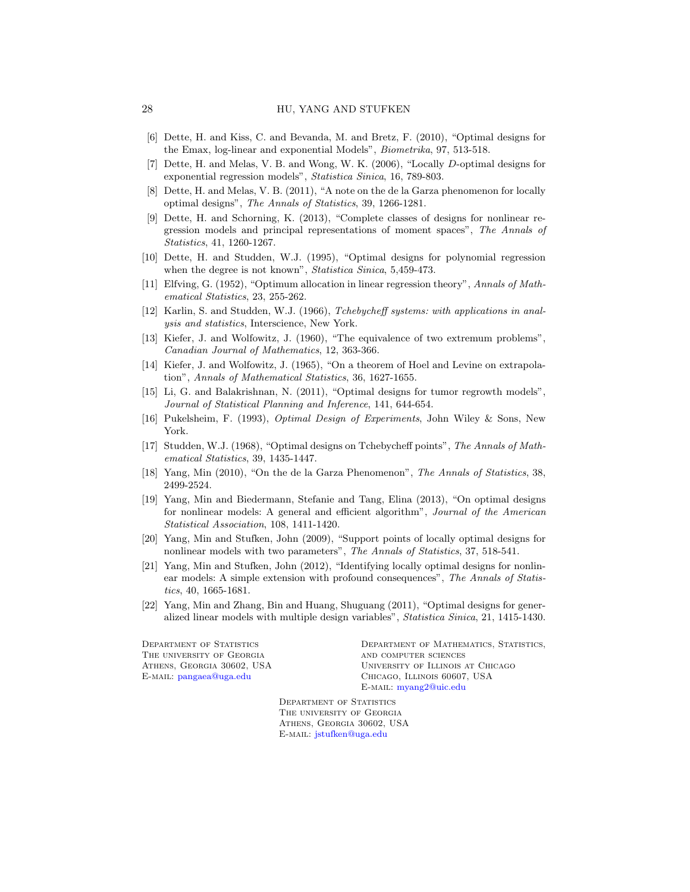[6] Dette, H. and Kiss, C. and Bevanda, M. and Bretz, F. (2010), "Optimal designs for the Emax, log-linear and exponential Models", *Biometrika*, 97, 513-518.

[7] Dette, H. and Melas, V. B. and Wong, W. K. (2006), "Locally $D$-optimal designs for exponential regression models", *Statistica Sinica*, 16, 789-803.

[8] Dette, H. and Melas, V. B. (2011), "A note on the de la Garza phenomenon for locally optimal designs", *The Annals of Statistics*, 39, 1266-1281.

[9] Dette, H. and Schorning, K. (2013), "Complete classes of designs for nonlinear regression models and principal representations of moment spaces", *The Annals of Statistics*, 41, 1260-1267.

[10] Dette, H. and Studden, W.J. (1995), "Optimal designs for polynomial regression when the degree is not known", *Statistica Sinica*, 5,459-473.

[11] Elfving, G. (1952), "Optimum allocation in linear regression theory", *Annals of Mathematical Statistics*, 23, 255-262.

[12] Karlin, S. and Studden, W.J. (1966), *Tchebycheff systems: with applications in analysis and statistics*, Interscience, New York.

[13] Kiefer, J. and Wolfowitz, J. (1960), "The equivalence of two extremum problems", *Canadian Journal of Mathematics*, 12, 363-366.

[14] Kiefer, J. and Wolfowitz, J. (1965), "On a theorem of Hoel and Levine on extrapolation", *Annals of Mathematical Statistics*, 36, 1627-1655.

[15] Li, G. and Balakrishnan, N. (2011), "Optimal designs for tumor regrowth models", *Journal of Statistical Planning and Inference*, 141, 644-654.

[16] Pukelsheim, F. (1993), *Optimal Design of Experiments*, John Wiley & Sons, New York.

[17] Studden, W.J. (1968), "Optimal designs on Tchebycheff points", *The Annals of Mathematical Statistics*, 39, 1435-1447.

[18] Yang, Min (2010), "On the de la Garza Phenomenon", *The Annals of Statistics*, 38, 2499-2524.

[19] Yang, Min and Biedermann, Stefanie and Tang, Elina (2013), "On optimal designs for nonlinear models: A general and efficient algorithm", *Journal of the American Statistical Association*, 108, 1411-1420.

[20] Yang, Min and Stufken, John (2009), "Support points of locally optimal designs for nonlinear models with two parameters", *The Annals of Statistics*, 37, 518-541.

[21] Yang, Min and Stufken, John (2012), "Identifying locally optimal designs for nonlinear models: A simple extension with profound consequences", *The Annals of Statistics*, 40, 1665-1681.

[22] Yang, Min and Zhang, Bin and Huang, Shuguang (2011), "Optimal designs for generalized linear models with multiple design variables", *Statistica Sinica*, 21, 1415-1430.

Department of Statistics
The university of Georgia
Athens, Georgia 30602, USA
E-mail: pangaea@uga.edu

Department of Mathematics, Statistics,
and computer sciences
University of Illinois at Chicago
Chicago, Illinois 60607, USA
E-mail: myang2@uic.edu

Department of Statistics
The university of Georgia
Athens, Georgia 30602, USA
E-mail: jstufken@uga.edu